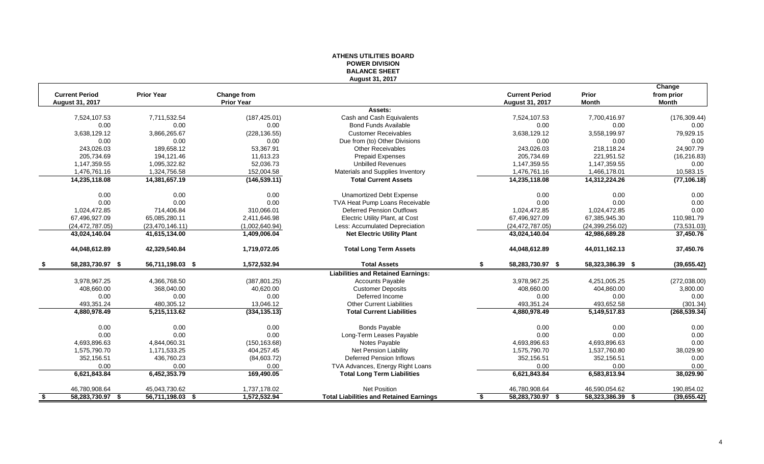**ATHENS UTILITIES BOARD**
**POWER DIVISION**
**BALANCE SHEET**
**August 31, 2017**

| Current Period August 31, 2017 | Prior Year | Change from Prior Year | | Current Period August 31, 2017 | Prior Month | Change from prior Month |
|---|---|---|---|---|---|---|
| | | | **Assets:** | | | |
| 7,524,107.53 | 7,711,532.54 | (187,425.01) | Cash and Cash Equivalents | 7,524,107.53 | 7,700,416.97 | (176,309.44) |
| 0.00 | 0.00 | 0.00 | Bond Funds Available | 0.00 | 0.00 | 0.00 |
| 3,638,129.12 | 3,866,265.67 | (228,136.55) | Customer Receivables | 3,638,129.12 | 3,558,199.97 | 79,929.15 |
| 0.00 | 0.00 | 0.00 | Due from (to) Other Divisions | 0.00 | 0.00 | 0.00 |
| 243,026.03 | 189,658.12 | 53,367.91 | Other Receivables | 243,026.03 | 218,118.24 | 24,907.79 |
| 205,734.69 | 194,121.46 | 11,613.23 | Prepaid Expenses | 205,734.69 | 221,951.52 | (16,216.83) |
| 1,147,359.55 | 1,095,322.82 | 52,036.73 | Unbilled Revenues | 1,147,359.55 | 1,147,359.55 | 0.00 |
| 1,476,761.16 | 1,324,756.58 | 152,004.58 | Materials and Supplies Inventory | 1,476,761.16 | 1,466,178.01 | 10,583.15 |
| **14,235,118.08** | **14,381,657.19** | **(146,539.11)** | **Total Current Assets** | **14,235,118.08** | **14,312,224.26** | **(77,106.18)** |
| 0.00 | 0.00 | 0.00 | Unamortized Debt Expense | 0.00 | 0.00 | 0.00 |
| 0.00 | 0.00 | 0.00 | TVA Heat Pump Loans Receivable | 0.00 | 0.00 | 0.00 |
| 1,024,472.85 | 714,406.84 | 310,066.01 | Deferred Pension Outflows | 1,024,472.85 | 1,024,472.85 | 0.00 |
| 67,496,927.09 | 65,085,280.11 | 2,411,646.98 | Electric Utility Plant, at Cost | 67,496,927.09 | 67,385,945.30 | 110,981.79 |
| (24,472,787.05) | (23,470,146.11) | (1,002,640.94) | Less: Accumulated Depreciation | (24,472,787.05) | (24,399,256.02) | (73,531.03) |
| **43,024,140.04** | **41,615,134.00** | **1,409,006.04** | **Net Electric Utility Plant** | **43,024,140.04** | **42,986,689.28** | **37,450.76** |
| **44,048,612.89** | **42,329,540.84** | **1,719,072.05** | **Total Long Term Assets** | **44,048,612.89** | **44,011,162.13** | **37,450.76** |
| **$ 58,283,730.97** | **$ 56,711,198.03** | **$ 1,572,532.94** | **Total Assets** | **$ 58,283,730.97** | **$ 58,323,386.39** | **$ (39,655.42)** |
| | | | **Liabilities and Retained Earnings:** | | | |
| 3,978,967.25 | 4,366,768.50 | (387,801.25) | Accounts Payable | 3,978,967.25 | 4,251,005.25 | (272,038.00) |
| 408,660.00 | 368,040.00 | 40,620.00 | Customer Deposits | 408,660.00 | 404,860.00 | 3,800.00 |
| 0.00 | 0.00 | 0.00 | Deferred Income | 0.00 | 0.00 | 0.00 |
| 493,351.24 | 480,305.12 | 13,046.12 | Other Current Liabilities | 493,351.24 | 493,652.58 | (301.34) |
| **4,880,978.49** | **5,215,113.62** | **(334,135.13)** | **Total Current Liabilities** | **4,880,978.49** | **5,149,517.83** | **(268,539.34)** |
| 0.00 | 0.00 | 0.00 | Bonds Payable | 0.00 | 0.00 | 0.00 |
| 0.00 | 0.00 | 0.00 | Long-Term Leases Payable | 0.00 | 0.00 | 0.00 |
| 4,693,896.63 | 4,844,060.31 | (150,163.68) | Notes Payable | 4,693,896.63 | 4,693,896.63 | 0.00 |
| 1,575,790.70 | 1,171,533.25 | 404,257.45 | Net Pension Liability | 1,575,790.70 | 1,537,760.80 | 38,029.90 |
| 352,156.51 | 436,760.23 | (84,603.72) | Deferred Pension Inflows | 352,156.51 | 352,156.51 | 0.00 |
| 0.00 | 0.00 | 0.00 | TVA Advances, Energy Right Loans | 0.00 | 0.00 | 0.00 |
| **6,621,843.84** | **6,452,353.79** | **169,490.05** | **Total Long Term Liabilities** | **6,621,843.84** | **6,583,813.94** | **38,029.90** |
| 46,780,908.64 | 45,043,730.62 | 1,737,178.02 | Net Position | 46,780,908.64 | 46,590,054.62 | 190,854.02 |
| **$ 58,283,730.97** | **$ 56,711,198.03** | **$ 1,572,532.94** | **Total Liabilities and Retained Earnings** | **$ 58,283,730.97** | **$ 58,323,386.39** | **$ (39,655.42)** |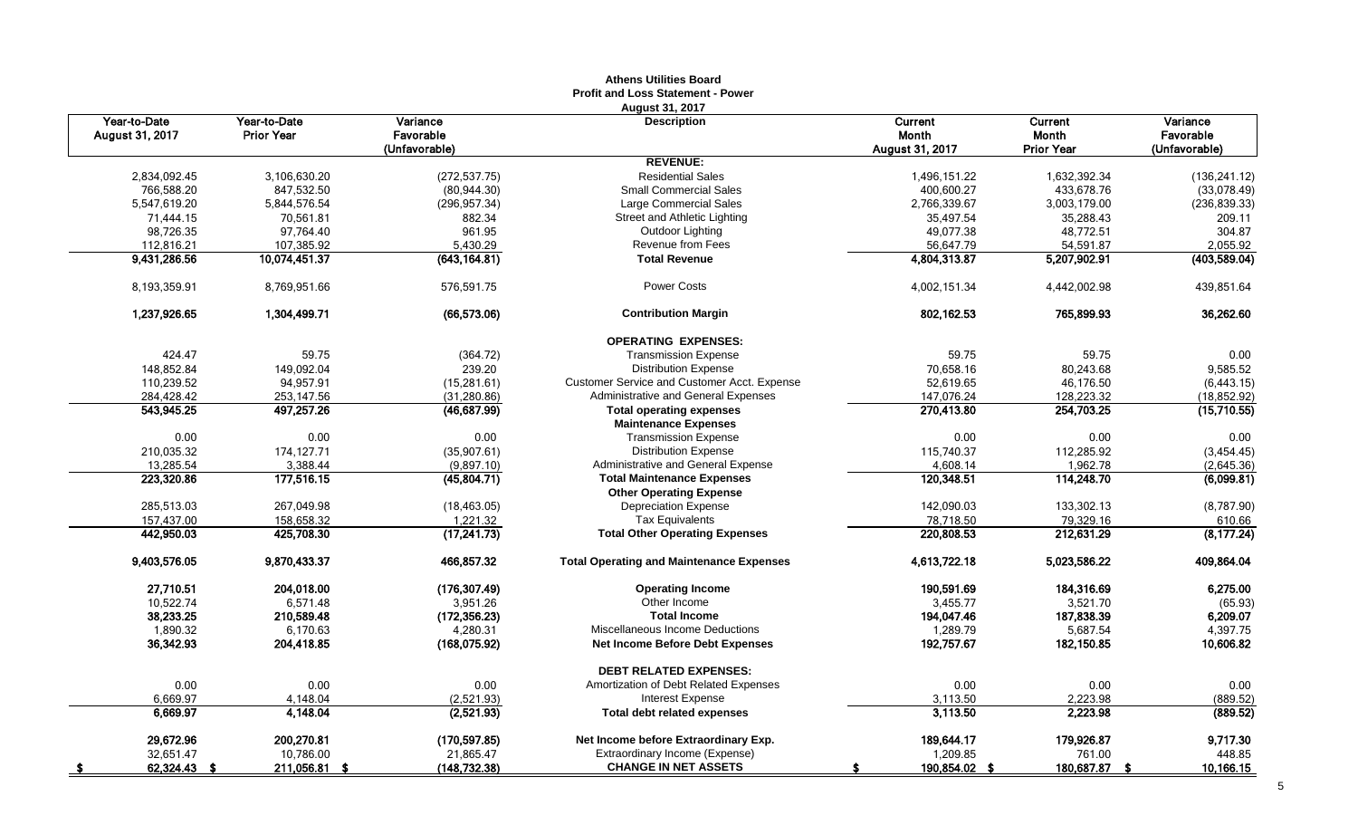**Athens Utilities Board**
**Profit and Loss Statement - Power**
**August 31, 2017**

| Year-to-Date August 31, 2017 | Year-to-Date Prior Year | Variance Favorable (Unfavorable) | Description | Current Month August 31, 2017 | Current Month Prior Year | Variance Favorable (Unfavorable) |
|---|---|---|---|---|---|---|
| | | | **REVENUE:** | | | |
| 2,834,092.45 | 3,106,630.20 | (272,537.75) | Residential Sales | 1,496,151.22 | 1,632,392.34 | (136,241.12) |
| 766,588.20 | 847,532.50 | (80,944.30) | Small Commercial Sales | 400,600.27 | 433,678.76 | (33,078.49) |
| 5,547,619.20 | 5,844,576.54 | (296,957.34) | Large Commercial Sales | 2,766,339.67 | 3,003,179.00 | (236,839.33) |
| 71,444.15 | 70,561.81 | 882.34 | Street and Athletic Lighting | 35,497.54 | 35,288.43 | 209.11 |
| 98,726.35 | 97,764.40 | 961.95 | Outdoor Lighting | 49,077.38 | 48,772.51 | 304.87 |
| 112,816.21 | 107,385.92 | 5,430.29 | Revenue from Fees | 56,647.79 | 54,591.87 | 2,055.92 |
| **9,431,286.56** | **10,074,451.37** | **(643,164.81)** | **Total Revenue** | **4,804,313.87** | **5,207,902.91** | **(403,589.04)** |
| 8,193,359.91 | 8,769,951.66 | 576,591.75 | Power Costs | 4,002,151.34 | 4,442,002.98 | 439,851.64 |
| **1,237,926.65** | **1,304,499.71** | **(66,573.06)** | **Contribution Margin** | **802,162.53** | **765,899.93** | **36,262.60** |
| | | | **OPERATING EXPENSES:** | | | |
| 424.47 | 59.75 | (364.72) | Transmission Expense | 59.75 | 59.75 | 0.00 |
| 148,852.84 | 149,092.04 | 239.20 | Distribution Expense | 70,658.16 | 80,243.68 | 9,585.52 |
| 110,239.52 | 94,957.91 | (15,281.61) | Customer Service and Customer Acct. Expense | 52,619.65 | 46,176.50 | (6,443.15) |
| 284,428.42 | 253,147.56 | (31,280.86) | Administrative and General Expenses | 147,076.24 | 128,223.32 | (18,852.92) |
| **543,945.25** | **497,257.26** | **(46,687.99)** | **Total operating expenses** | **270,413.80** | **254,703.25** | **(15,710.55)** |
| | | | **Maintenance Expenses** | | | |
| 0.00 | 0.00 | 0.00 | Transmission Expense | 0.00 | 0.00 | 0.00 |
| 210,035.32 | 174,127.71 | (35,907.61) | Distribution Expense | 115,740.37 | 112,285.92 | (3,454.45) |
| 13,285.54 | 3,388.44 | (9,897.10) | Administrative and General Expense | 4,608.14 | 1,962.78 | (2,645.36) |
| **223,320.86** | **177,516.15** | **(45,804.71)** | **Total Maintenance Expenses** | **120,348.51** | **114,248.70** | **(6,099.81)** |
| | | | **Other Operating Expense** | | | |
| 285,513.03 | 267,049.98 | (18,463.05) | Depreciation Expense | 142,090.03 | 133,302.13 | (8,787.90) |
| 157,437.00 | 158,658.32 | 1,221.32 | Tax Equivalents | 78,718.50 | 79,329.16 | 610.66 |
| **442,950.03** | **425,708.30** | **(17,241.73)** | **Total Other Operating Expenses** | **220,808.53** | **212,631.29** | **(8,177.24)** |
| **9,403,576.05** | **9,870,433.37** | **466,857.32** | **Total Operating and Maintenance Expenses** | **4,613,722.18** | **5,023,586.22** | **409,864.04** |
| **27,710.51** | **204,018.00** | **(176,307.49)** | **Operating Income** | **190,591.69** | **184,316.69** | **6,275.00** |
| 10,522.74 | 6,571.48 | 3,951.26 | Other Income | 3,455.77 | 3,521.70 | (65.93) |
| **38,233.25** | **210,589.48** | **(172,356.23)** | **Total Income** | **194,047.46** | **187,838.39** | **6,209.07** |
| 1,890.32 | 6,170.63 | 4,280.31 | Miscellaneous Income Deductions | 1,289.79 | 5,687.54 | 4,397.75 |
| **36,342.93** | **204,418.85** | **(168,075.92)** | **Net Income Before Debt Expenses** | **192,757.67** | **182,150.85** | **10,606.82** |
| | | | **DEBT RELATED EXPENSES:** | | | |
| 0.00 | 0.00 | 0.00 | Amortization of Debt Related Expenses | 0.00 | 0.00 | 0.00 |
| 6,669.97 | 4,148.04 | (2,521.93) | Interest Expense | 3,113.50 | 2,223.98 | (889.52) |
| **6,669.97** | **4,148.04** | **(2,521.93)** | **Total debt related expenses** | **3,113.50** | **2,223.98** | **(889.52)** |
| **29,672.96** | **200,270.81** | **(170,597.85)** | **Net Income before Extraordinary Exp.** | **189,644.17** | **179,926.87** | **9,717.30** |
| 32,651.47 | 10,786.00 | 21,865.47 | Extraordinary Income (Expense) | 1,209.85 | 761.00 | 448.85 |
| **$ 62,324.43** | **$ 211,056.81** | **$ (148,732.38)** | **CHANGE IN NET ASSETS** | **$ 190,854.02** | **$ 180,687.87** | **$ 10,166.15** |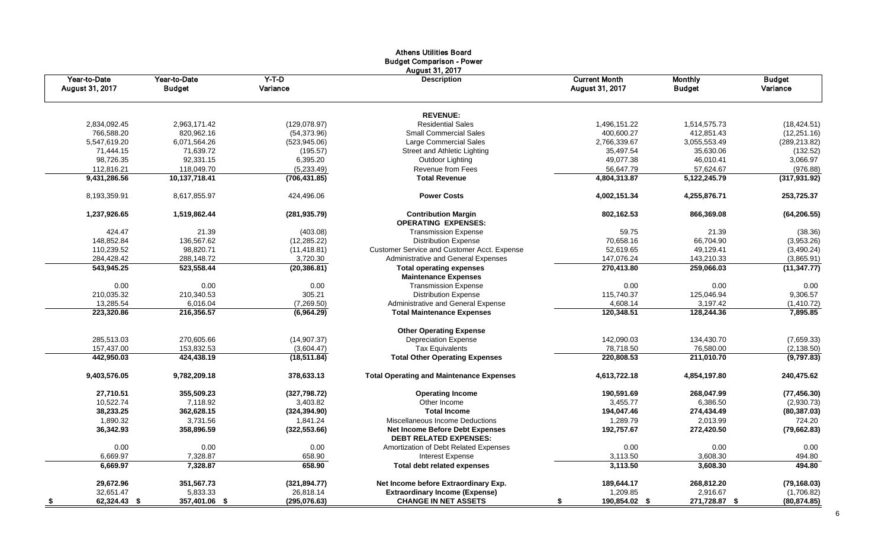# Athens Utilities Board

## Budget Comparison - Power

### August 31, 2017

| Year-to-Date August 31, 2017 | Year-to-Date Budget | Y-T-D Variance | Description | Current Month August 31, 2017 | Monthly Budget | Budget Variance |
|---|---|---|---|---|---|---|
| | | | **REVENUE:** | | | |
| 2,834,092.45 | 2,963,171.42 | (129,078.97) | Residential Sales | 1,496,151.22 | 1,514,575.73 | (18,424.51) |
| 766,588.20 | 820,962.16 | (54,373.96) | Small Commercial Sales | 400,600.27 | 412,851.43 | (12,251.16) |
| 5,547,619.20 | 6,071,564.26 | (523,945.06) | Large Commercial Sales | 2,766,339.67 | 3,055,553.49 | (289,213.82) |
| 71,444.15 | 71,639.72 | (195.57) | Street and Athletic Lighting | 35,497.54 | 35,630.06 | (132.52) |
| 98,726.35 | 92,331.15 | 6,395.20 | Outdoor Lighting | 49,077.38 | 46,010.41 | 3,066.97 |
| 112,816.21 | 118,049.70 | (5,233.49) | Revenue from Fees | 56,647.79 | 57,624.67 | (976.88) |
| **9,431,286.56** | **10,137,718.41** | **(706,431.85)** | **Total Revenue** | **4,804,313.87** | **5,122,245.79** | **(317,931.92)** |
| 8,193,359.91 | 8,617,855.97 | 424,496.06 | **Power Costs** | **4,002,151.34** | **4,255,876.71** | **253,725.37** |
| **1,237,926.65** | **1,519,862.44** | **(281,935.79)** | **Contribution Margin** | **802,162.53** | **866,369.08** | **(64,206.55)** |
| | | | **OPERATING EXPENSES:** | | | |
| 424.47 | 21.39 | (403.08) | Transmission Expense | 59.75 | 21.39 | (38.36) |
| 148,852.84 | 136,567.62 | (12,285.22) | Distribution Expense | 70,658.16 | 66,704.90 | (3,953.26) |
| 110,239.52 | 98,820.71 | (11,418.81) | Customer Service and Customer Acct. Expense | 52,619.65 | 49,129.41 | (3,490.24) |
| 284,428.42 | 288,148.72 | 3,720.30 | Administrative and General Expenses | 147,076.24 | 143,210.33 | (3,865.91) |
| **543,945.25** | **523,558.44** | **(20,386.81)** | **Total operating expenses** | **270,413.80** | **259,066.03** | **(11,347.77)** |
| | | | **Maintenance Expenses** | | | |
| 0.00 | 0.00 | 0.00 | Transmission Expense | 0.00 | 0.00 | 0.00 |
| 210,035.32 | 210,340.53 | 305.21 | Distribution Expense | 115,740.37 | 125,046.94 | 9,306.57 |
| 13,285.54 | 6,016.04 | (7,269.50) | Administrative and General Expense | 4,608.14 | 3,197.42 | (1,410.72) |
| **223,320.86** | **216,356.57** | **(6,964.29)** | **Total Maintenance Expenses** | **120,348.51** | **128,244.36** | **7,895.85** |
| | | | **Other Operating Expense** | | | |
| 285,513.03 | 270,605.66 | (14,907.37) | Depreciation Expense | 142,090.03 | 134,430.70 | (7,659.33) |
| 157,437.00 | 153,832.53 | (3,604.47) | Tax Equivalents | 78,718.50 | 76,580.00 | (2,138.50) |
| **442,950.03** | **424,438.19** | **(18,511.84)** | **Total Other Operating Expenses** | **220,808.53** | **211,010.70** | **(9,797.83)** |
| **9,403,576.05** | **9,782,209.18** | **378,633.13** | **Total Operating and Maintenance Expenses** | **4,613,722.18** | **4,854,197.80** | **240,475.62** |
| **27,710.51** | **355,509.23** | **(327,798.72)** | **Operating Income** | **190,591.69** | **268,047.99** | **(77,456.30)** |
| 10,522.74 | 7,118.92 | 3,403.82 | Other Income | 3,455.77 | 6,386.50 | (2,930.73) |
| **38,233.25** | **362,628.15** | **(324,394.90)** | **Total Income** | **194,047.46** | **274,434.49** | **(80,387.03)** |
| 1,890.32 | 3,731.56 | 1,841.24 | Miscellaneous Income Deductions | 1,289.79 | 2,013.99 | 724.20 |
| **36,342.93** | **358,896.59** | **(322,553.66)** | **Net Income Before Debt Expenses** | **192,757.67** | **272,420.50** | **(79,662.83)** |
| | | | **DEBT RELATED EXPENSES:** | | | |
| 0.00 | 0.00 | 0.00 | Amortization of Debt Related Expenses | 0.00 | 0.00 | 0.00 |
| 6,669.97 | 7,328.87 | 658.90 | Interest Expense | 3,113.50 | 3,608.30 | 494.80 |
| **6,669.97** | **7,328.87** | **658.90** | **Total debt related expenses** | **3,113.50** | **3,608.30** | **494.80** |
| **29,672.96** | **351,567.73** | **(321,894.77)** | **Net Income before Extraordinary Exp.** | **189,644.17** | **268,812.20** | **(79,168.03)** |
| 32,651.47 | 5,833.33 | 26,818.14 | **Extraordinary Income (Expense)** | 1,209.85 | 2,916.67 | (1,706.82) |
| **$ 62,324.43** | **$ 357,401.06** | **$ (295,076.63)** | **CHANGE IN NET ASSETS** | **$ 190,854.02** | **$ 271,728.87** | **$ (80,874.85)** |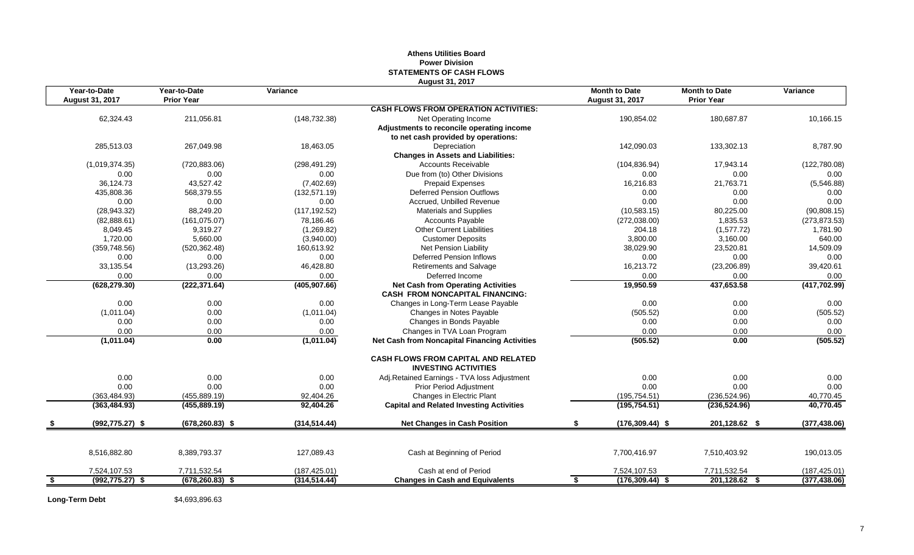**Athens Utilities Board**
**Power Division**
**STATEMENTS OF CASH FLOWS**
**August 31, 2017**

| Year-to-Date August 31, 2017 | Year-to-Date Prior Year | Variance | | Month to Date August 31, 2017 | Month to Date Prior Year | Variance |
|---|---|---|---|---|---|---|
| | | | **CASH FLOWS FROM OPERATION ACTIVITIES:** | | | |
| 62,324.43 | 211,056.81 | (148,732.38) | Net Operating Income | 190,854.02 | 180,687.87 | 10,166.15 |
| | | | **Adjustments to reconcile operating income to net cash provided by operations:** | | | |
| 285,513.03 | 267,049.98 | 18,463.05 | Depreciation | 142,090.03 | 133,302.13 | 8,787.90 |
| | | | **Changes in Assets and Liabilities:** | | | |
| (1,019,374.35) | (720,883.06) | (298,491.29) | Accounts Receivable | (104,836.94) | 17,943.14 | (122,780.08) |
| 0.00 | 0.00 | 0.00 | Due from (to) Other Divisions | 0.00 | 0.00 | 0.00 |
| 36,124.73 | 43,527.42 | (7,402.69) | Prepaid Expenses | 16,216.83 | 21,763.71 | (5,546.88) |
| 435,808.36 | 568,379.55 | (132,571.19) | Deferred Pension Outflows | 0.00 | 0.00 | 0.00 |
| 0.00 | 0.00 | 0.00 | Accrued, Unbilled Revenue | 0.00 | 0.00 | 0.00 |
| (28,943.32) | 88,249.20 | (117,192.52) | Materials and Supplies | (10,583.15) | 80,225.00 | (90,808.15) |
| (82,888.61) | (161,075.07) | 78,186.46 | Accounts Payable | (272,038.00) | 1,835.53 | (273,873.53) |
| 8,049.45 | 9,319.27 | (1,269.82) | Other Current Liabilities | 204.18 | (1,577.72) | 1,781.90 |
| 1,720.00 | 5,660.00 | (3,940.00) | Customer Deposits | 3,800.00 | 3,160.00 | 640.00 |
| (359,748.56) | (520,362.48) | 160,613.92 | Net Pension Liability | 38,029.90 | 23,520.81 | 14,509.09 |
| 0.00 | 0.00 | 0.00 | Deferred Pension Inflows | 0.00 | 0.00 | 0.00 |
| 33,135.54 | (13,293.26) | 46,428.80 | Retirements and Salvage | 16,213.72 | (23,206.89) | 39,420.61 |
| 0.00 | 0.00 | 0.00 | Deferred Income | 0.00 | 0.00 | 0.00 |
| **(628,279.30)** | **(222,371.64)** | **(405,907.66)** | **Net Cash from Operating Activities** | **19,950.59** | **437,653.58** | **(417,702.99)** |
| | | | **CASH FROM NONCAPITAL FINANCING:** | | | |
| 0.00 | 0.00 | 0.00 | Changes in Long-Term Lease Payable | 0.00 | 0.00 | 0.00 |
| (1,011.04) | 0.00 | (1,011.04) | Changes in Notes Payable | (505.52) | 0.00 | (505.52) |
| 0.00 | 0.00 | 0.00 | Changes in Bonds Payable | 0.00 | 0.00 | 0.00 |
| 0.00 | 0.00 | 0.00 | Changes in TVA Loan Program | 0.00 | 0.00 | 0.00 |
| **(1,011.04)** | **0.00** | **(1,011.04)** | **Net Cash from Noncapital Financing Activities** | **(505.52)** | **0.00** | **(505.52)** |
| | | | **CASH FLOWS FROM CAPITAL AND RELATED INVESTING ACTIVITIES** | | | |
| 0.00 | 0.00 | 0.00 | Adj.Retained Earnings - TVA loss Adjustment | 0.00 | 0.00 | 0.00 |
| 0.00 | 0.00 | 0.00 | Prior Period Adjustment | 0.00 | 0.00 | 0.00 |
| (363,484.93) | (455,889.19) | 92,404.26 | Changes in Electric Plant | (195,754.51) | (236,524.96) | 40,770.45 |
| **(363,484.93)** | **(455,889.19)** | **92,404.26** | **Capital and Related Investing Activities** | **(195,754.51)** | **(236,524.96)** | **40,770.45** |
| **$ (992,775.27)** | **$ (678,260.83)** | **$ (314,514.44)** | **Net Changes in Cash Position** | **$ (176,309.44)** | **$ 201,128.62** | **$ (377,438.06)** |
| 8,516,882.80 | 8,389,793.37 | 127,089.43 | Cash at Beginning of Period | 7,700,416.97 | 7,510,403.92 | 190,013.05 |
| 7,524,107.53 | 7,711,532.54 | (187,425.01) | Cash at end of Period | 7,524,107.53 | 7,711,532.54 | (187,425.01) |
| **$ (992,775.27)** | **$ (678,260.83)** | **$ (314,514.44)** | **Changes in Cash and Equivalents** | **$ (176,309.44)** | **$ 201,128.62** | **$ (377,438.06)** |

**Long-Term Debt** $4,693,896.63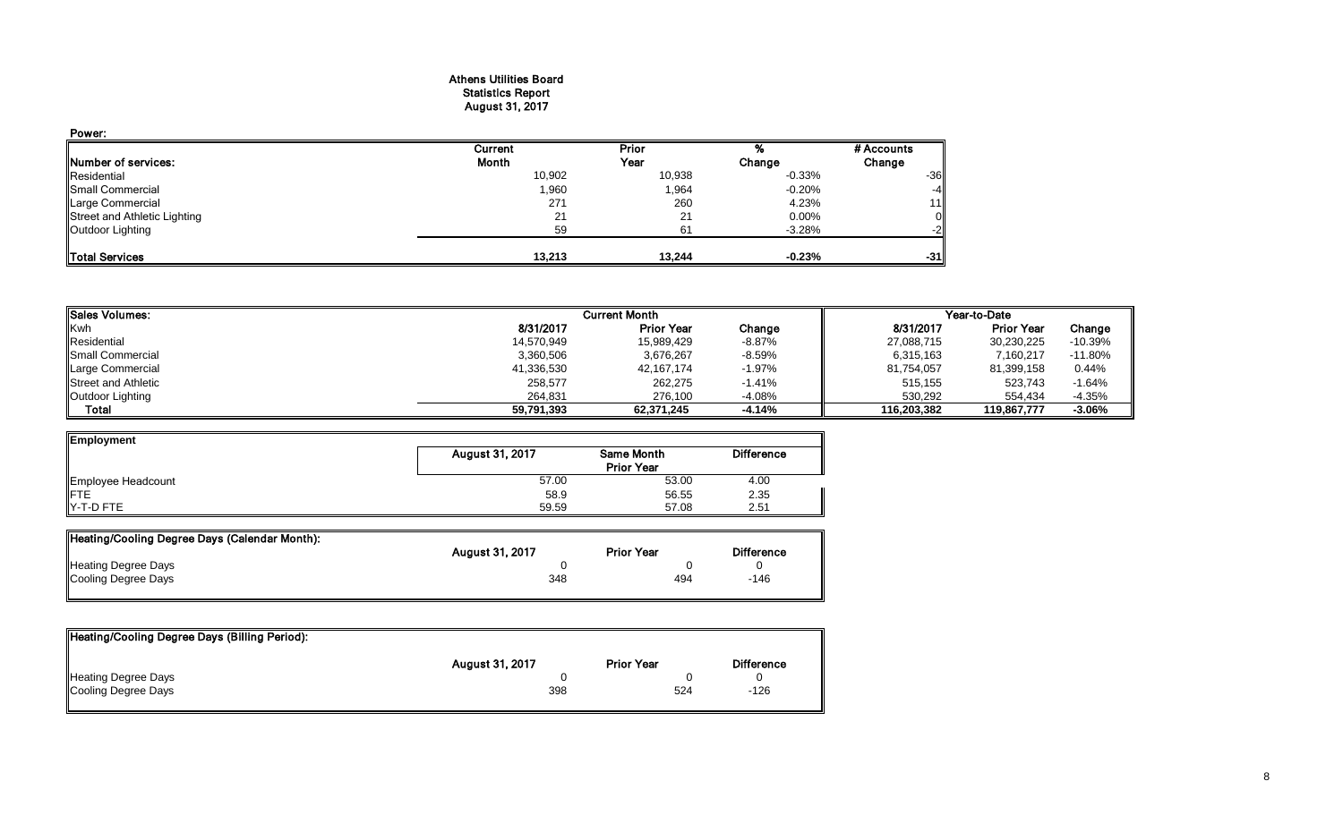# Athens Utilities Board
## Statistics Report
## August 31, 2017

**Power:**

| Number of services: | Current Month | Prior Year | % Change | # Accounts Change |
|---|---|---|---|---|
| Residential | 10,902 | 10,938 | -0.33% | -36 |
| Small Commercial | 1,960 | 1,964 | -0.20% | -4 |
| Large Commercial | 271 | 260 | 4.23% | 11 |
| Street and Athletic Lighting | 21 | 21 | 0.00% | 0 |
| Outdoor Lighting | 59 | 61 | -3.28% | -2 |
| **Total Services** | **13,213** | **13,244** | **-0.23%** | **-31** |

| Sales Volumes: | Current Month | | | Year-to-Date | | |
|---|---|---|---|---|---|---|
| Kwh | 8/31/2017 | Prior Year | Change | 8/31/2017 | Prior Year | Change |
| Residential | 14,570,949 | 15,989,429 | -8.87% | 27,088,715 | 30,230,225 | -10.39% |
| Small Commercial | 3,360,506 | 3,676,267 | -8.59% | 6,315,163 | 7,160,217 | -11.80% |
| Large Commercial | 41,336,530 | 42,167,174 | -1.97% | 81,754,057 | 81,399,158 | 0.44% |
| Street and Athletic | 258,577 | 262,275 | -1.41% | 515,155 | 523,743 | -1.64% |
| Outdoor Lighting | 264,831 | 276,100 | -4.08% | 530,292 | 554,434 | -4.35% |
| **Total** | **59,791,393** | **62,371,245** | **-4.14%** | **116,203,382** | **119,867,777** | **-3.06%** |

| Employment | August 31, 2017 | Same Month Prior Year | Difference |
|---|---|---|---|
| Employee Headcount | 57.00 | 53.00 | 4.00 |
| FTE | 58.9 | 56.55 | 2.35 |
| Y-T-D FTE | 59.59 | 57.08 | 2.51 |

| Heating/Cooling Degree Days (Calendar Month): | August 31, 2017 | Prior Year | Difference |
|---|---|---|---|
| Heating Degree Days | 0 | 0 | 0 |
| Cooling Degree Days | 348 | 494 | -146 |

| Heating/Cooling Degree Days (Billing Period): | August 31, 2017 | Prior Year | Difference |
|---|---|---|---|
| Heating Degree Days | 0 | 0 | 0 |
| Cooling Degree Days | 398 | 524 | -126 |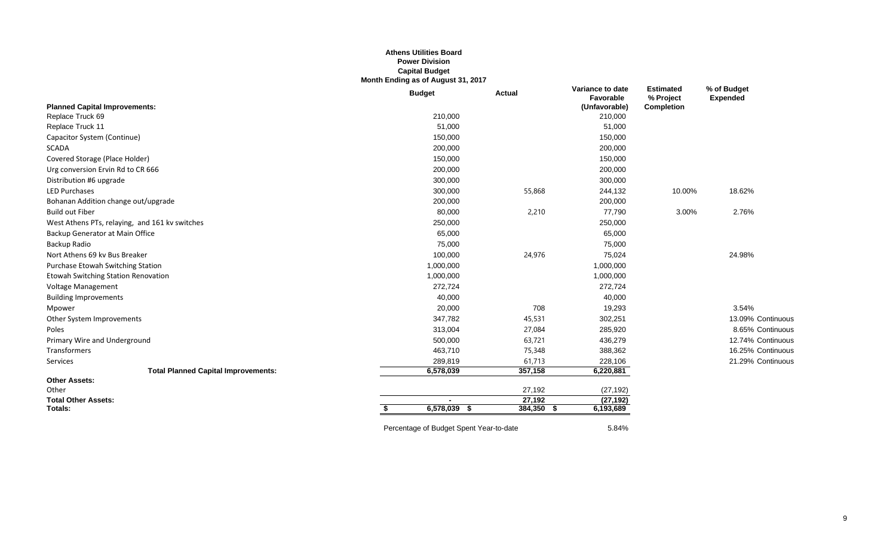**Athens Utilities Board**
**Power Division**
**Capital Budget**
**Month Ending as of August 31, 2017**

| Planned Capital Improvements: | Budget | Actual | Variance to date Favorable (Unfavorable) | Estimated % Project Completion | % of Budget Expended |
|---|---|---|---|---|---|
| Replace Truck 69 | 210,000 | | 210,000 | | |
| Replace Truck 11 | 51,000 | | 51,000 | | |
| Capacitor System (Continue) | 150,000 | | 150,000 | | |
| SCADA | 200,000 | | 200,000 | | |
| Covered Storage (Place Holder) | 150,000 | | 150,000 | | |
| Urg conversion Ervin Rd to CR 666 | 200,000 | | 200,000 | | |
| Distribution #6 upgrade | 300,000 | | 300,000 | | |
| LED Purchases | 300,000 | 55,868 | 244,132 | 10.00% | 18.62% |
| Bohanan Addition change out/upgrade | 200,000 | | 200,000 | | |
| Build out Fiber | 80,000 | 2,210 | 77,790 | 3.00% | 2.76% |
| West Athens PTs, relaying, and 161 kv switches | 250,000 | | 250,000 | | |
| Backup Generator at Main Office | 65,000 | | 65,000 | | |
| Backup Radio | 75,000 | | 75,000 | | |
| Nort Athens 69 kv Bus Breaker | 100,000 | 24,976 | 75,024 | | 24.98% |
| Purchase Etowah Switching Station | 1,000,000 | | 1,000,000 | | |
| Etowah Switching Station Renovation | 1,000,000 | | 1,000,000 | | |
| Voltage Management | 272,724 | | 272,724 | | |
| Building Improvements | 40,000 | | 40,000 | | |
| Mpower | 20,000 | 708 | 19,293 | | 3.54% |
| Other System Improvements | 347,782 | 45,531 | 302,251 | | 13.09% Continuous |
| Poles | 313,004 | 27,084 | 285,920 | | 8.65% Continuous |
| Primary Wire and Underground | 500,000 | 63,721 | 436,279 | | 12.74% Continuous |
| Transformers | 463,710 | 75,348 | 388,362 | | 16.25% Continuous |
| Services | 289,819 | 61,713 | 228,106 | | 21.29% Continuous |
| **Total Planned Capital Improvements:** | **6,578,039** | **357,158** | **6,220,881** | | |
| **Other Assets:** | | | | | |
| Other | | 27,192 | (27,192) | | |
| **Total Other Assets:** | **-** | **27,192** | **(27,192)** | | |
| **Totals:** | **$ 6,578,039** | **$ 384,350** | **$ 6,193,689** | | |

Percentage of Budget Spent Year-to-date 5.84%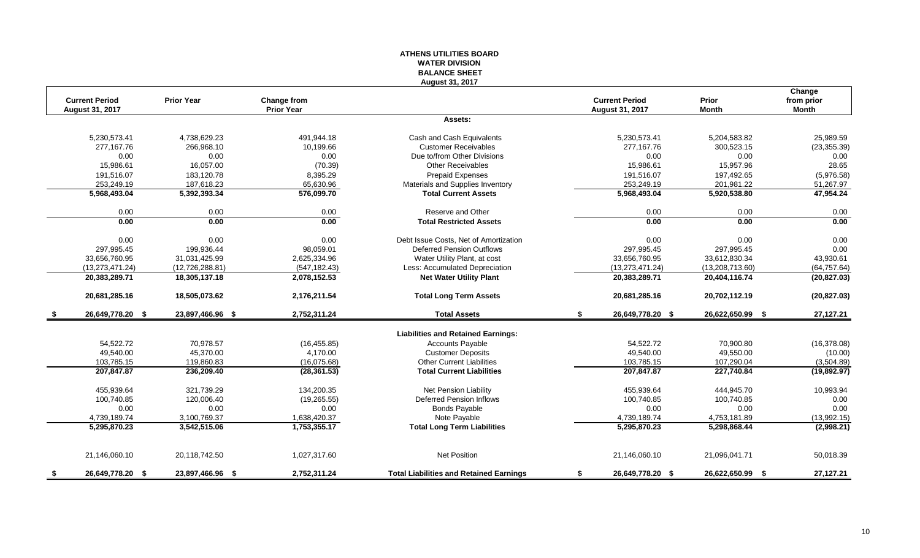# ATHENS UTILITIES BOARD
## WATER DIVISION
## BALANCE SHEET
### August 31, 2017

| Current Period August 31, 2017 | Prior Year | Change from Prior Year | | Current Period August 31, 2017 | Prior Month | Change from prior Month |
|---|---|---|---|---|---|---|
| | | | **Assets:** | | | |
| 5,230,573.41 | 4,738,629.23 | 491,944.18 | Cash and Cash Equivalents | 5,230,573.41 | 5,204,583.82 | 25,989.59 |
| 277,167.76 | 266,968.10 | 10,199.66 | Customer Receivables | 277,167.76 | 300,523.15 | (23,355.39) |
| 0.00 | 0.00 | 0.00 | Due to/from Other Divisions | 0.00 | 0.00 | 0.00 |
| 15,986.61 | 16,057.00 | (70.39) | Other Receivables | 15,986.61 | 15,957.96 | 28.65 |
| 191,516.07 | 183,120.78 | 8,395.29 | Prepaid Expenses | 191,516.07 | 197,492.65 | (5,976.58) |
| 253,249.19 | 187,618.23 | 65,630.96 | Materials and Supplies Inventory | 253,249.19 | 201,981.22 | 51,267.97 |
| **5,968,493.04** | **5,392,393.34** | **576,099.70** | **Total Current Assets** | **5,968,493.04** | **5,920,538.80** | **47,954.24** |
| 0.00 | 0.00 | 0.00 | Reserve and Other | 0.00 | 0.00 | 0.00 |
| **0.00** | **0.00** | **0.00** | **Total Restricted Assets** | **0.00** | **0.00** | **0.00** |
| 0.00 | 0.00 | 0.00 | Debt Issue Costs, Net of Amortization | 0.00 | 0.00 | 0.00 |
| 297,995.45 | 199,936.44 | 98,059.01 | Deferred Pension Outflows | 297,995.45 | 297,995.45 | 0.00 |
| 33,656,760.95 | 31,031,425.99 | 2,625,334.96 | Water Utility Plant, at cost | 33,656,760.95 | 33,612,830.34 | 43,930.61 |
| (13,273,471.24) | (12,726,288.81) | (547,182.43) | Less: Accumulated Depreciation | (13,273,471.24) | (13,208,713.60) | (64,757.64) |
| **20,383,289.71** | **18,305,137.18** | **2,078,152.53** | **Net Water Utility Plant** | **20,383,289.71** | **20,404,116.74** | **(20,827.03)** |
| **20,681,285.16** | **18,505,073.62** | **2,176,211.54** | **Total Long Term Assets** | **20,681,285.16** | **20,702,112.19** | **(20,827.03)** |
| **$ 26,649,778.20** | **$ 23,897,466.96** | **$ 2,752,311.24** | **Total Assets** | **$ 26,649,778.20** | **$ 26,622,650.99** | **$ 27,127.21** |
| | | | **Liabilities and Retained Earnings:** | | | |
| 54,522.72 | 70,978.57 | (16,455.85) | Accounts Payable | 54,522.72 | 70,900.80 | (16,378.08) |
| 49,540.00 | 45,370.00 | 4,170.00 | Customer Deposits | 49,540.00 | 49,550.00 | (10.00) |
| 103,785.15 | 119,860.83 | (16,075.68) | Other Current Liabilities | 103,785.15 | 107,290.04 | (3,504.89) |
| **207,847.87** | **236,209.40** | **(28,361.53)** | **Total Current Liabilities** | **207,847.87** | **227,740.84** | **(19,892.97)** |
| 455,939.64 | 321,739.29 | 134,200.35 | Net Pension Liability | 455,939.64 | 444,945.70 | 10,993.94 |
| 100,740.85 | 120,006.40 | (19,265.55) | Deferred Pension Inflows | 100,740.85 | 100,740.85 | 0.00 |
| 0.00 | 0.00 | 0.00 | Bonds Payable | 0.00 | 0.00 | 0.00 |
| 4,739,189.74 | 3,100,769.37 | 1,638,420.37 | Note Payable | 4,739,189.74 | 4,753,181.89 | (13,992.15) |
| **5,295,870.23** | **3,542,515.06** | **1,753,355.17** | **Total Long Term Liabilities** | **5,295,870.23** | **5,298,868.44** | **(2,998.21)** |
| 21,146,060.10 | 20,118,742.50 | 1,027,317.60 | Net Position | 21,146,060.10 | 21,096,041.71 | 50,018.39 |
| **$ 26,649,778.20** | **$ 23,897,466.96** | **$ 2,752,311.24** | **Total Liabilities and Retained Earnings** | **$ 26,649,778.20** | **$ 26,622,650.99** | **$ 27,127.21** |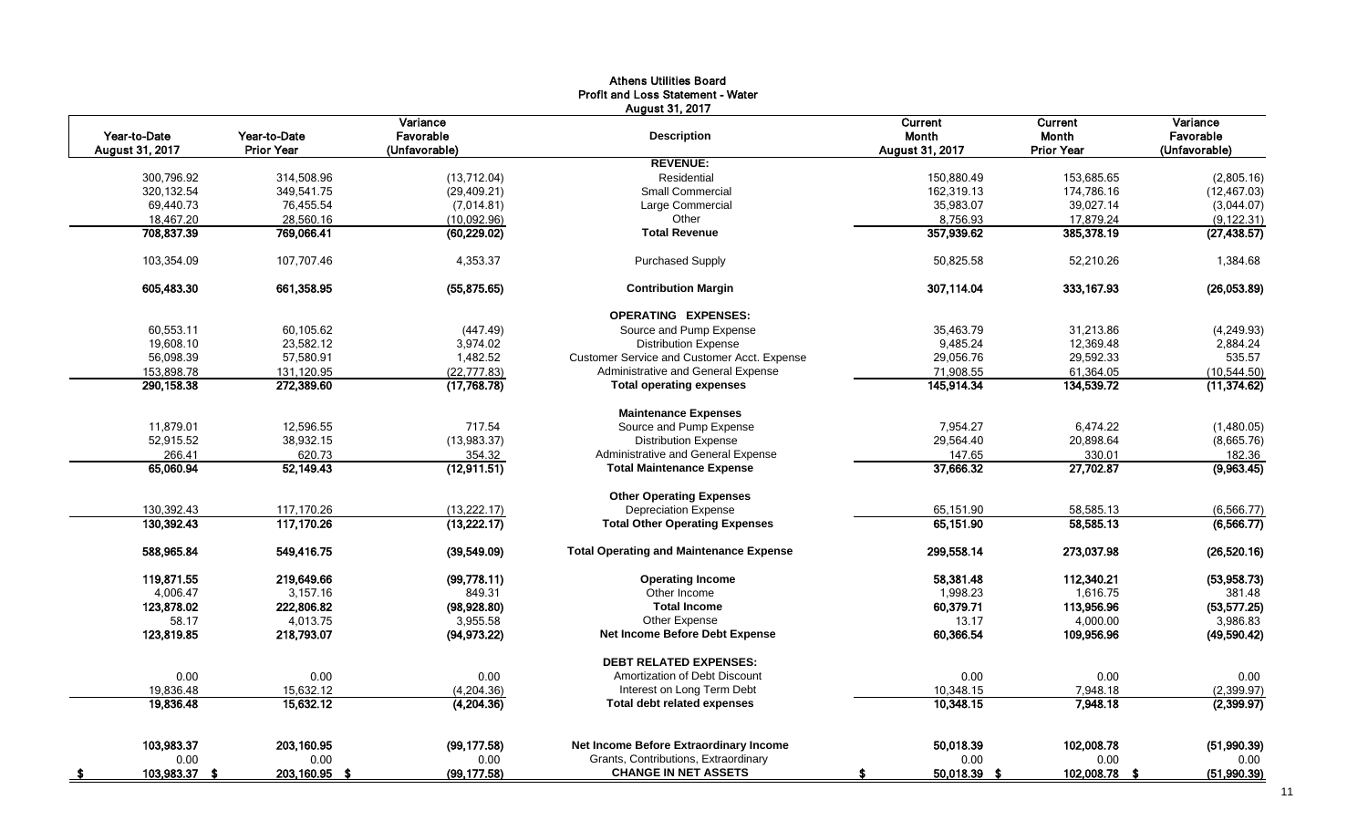# Athens Utilities Board
## Profit and Loss Statement - Water
### August 31, 2017

| Year-to-Date August 31, 2017 | Year-to-Date Prior Year | Variance Favorable (Unfavorable) | Description | Current Month August 31, 2017 | Current Month Prior Year | Variance Favorable (Unfavorable) |
|---|---|---|---|---|---|---|
| | | | **REVENUE:** | | | |
| 300,796.92 | 314,508.96 | (13,712.04) | Residential | 150,880.49 | 153,685.65 | (2,805.16) |
| 320,132.54 | 349,541.75 | (29,409.21) | Small Commercial | 162,319.13 | 174,786.16 | (12,467.03) |
| 69,440.73 | 76,455.54 | (7,014.81) | Large Commercial | 35,983.07 | 39,027.14 | (3,044.07) |
| 18,467.20 | 28,560.16 | (10,092.96) | Other | 8,756.93 | 17,879.24 | (9,122.31) |
| **708,837.39** | **769,066.41** | **(60,229.02)** | **Total Revenue** | **357,939.62** | **385,378.19** | **(27,438.57)** |
| 103,354.09 | 107,707.46 | 4,353.37 | Purchased Supply | 50,825.58 | 52,210.26 | 1,384.68 |
| **605,483.30** | **661,358.95** | **(55,875.65)** | **Contribution Margin** | **307,114.04** | **333,167.93** | **(26,053.89)** |
| | | | **OPERATING EXPENSES:** | | | |
| 60,553.11 | 60,105.62 | (447.49) | Source and Pump Expense | 35,463.79 | 31,213.86 | (4,249.93) |
| 19,608.10 | 23,582.12 | 3,974.02 | Distribution Expense | 9,485.24 | 12,369.48 | 2,884.24 |
| 56,098.39 | 57,580.91 | 1,482.52 | Customer Service and Customer Acct. Expense | 29,056.76 | 29,592.33 | 535.57 |
| 153,898.78 | 131,120.95 | (22,777.83) | Administrative and General Expense | 71,908.55 | 61,364.05 | (10,544.50) |
| **290,158.38** | **272,389.60** | **(17,768.78)** | **Total operating expenses** | **145,914.34** | **134,539.72** | **(11,374.62)** |
| | | | **Maintenance Expenses** | | | |
| 11,879.01 | 12,596.55 | 717.54 | Source and Pump Expense | 7,954.27 | 6,474.22 | (1,480.05) |
| 52,915.52 | 38,932.15 | (13,983.37) | Distribution Expense | 29,564.40 | 20,898.64 | (8,665.76) |
| 266.41 | 620.73 | 354.32 | Administrative and General Expense | 147.65 | 330.01 | 182.36 |
| **65,060.94** | **52,149.43** | **(12,911.51)** | **Total Maintenance Expense** | **37,666.32** | **27,702.87** | **(9,963.45)** |
| | | | **Other Operating Expenses** | | | |
| 130,392.43 | 117,170.26 | (13,222.17) | Depreciation Expense | 65,151.90 | 58,585.13 | (6,566.77) |
| **130,392.43** | **117,170.26** | **(13,222.17)** | **Total Other Operating Expenses** | **65,151.90** | **58,585.13** | **(6,566.77)** |
| **588,965.84** | **549,416.75** | **(39,549.09)** | **Total Operating and Maintenance Expense** | **299,558.14** | **273,037.98** | **(26,520.16)** |
| **119,871.55** | **219,649.66** | **(99,778.11)** | **Operating Income** | **58,381.48** | **112,340.21** | **(53,958.73)** |
| 4,006.47 | 3,157.16 | 849.31 | Other Income | 1,998.23 | 1,616.75 | 381.48 |
| **123,878.02** | **222,806.82** | **(98,928.80)** | **Total Income** | **60,379.71** | **113,956.96** | **(53,577.25)** |
| 58.17 | 4,013.75 | 3,955.58 | Other Expense | 13.17 | 4,000.00 | 3,986.83 |
| **123,819.85** | **218,793.07** | **(94,973.22)** | **Net Income Before Debt Expense** | **60,366.54** | **109,956.96** | **(49,590.42)** |
| | | | **DEBT RELATED EXPENSES:** | | | |
| 0.00 | 0.00 | 0.00 | Amortization of Debt Discount | 0.00 | 0.00 | 0.00 |
| 19,836.48 | 15,632.12 | (4,204.36) | Interest on Long Term Debt | 10,348.15 | 7,948.18 | (2,399.97) |
| **19,836.48** | **15,632.12** | **(4,204.36)** | **Total debt related expenses** | **10,348.15** | **7,948.18** | **(2,399.97)** |
| **103,983.37** | **203,160.95** | **(99,177.58)** | **Net Income Before Extraordinary Income** | **50,018.39** | **102,008.78** | **(51,990.39)** |
| 0.00 | 0.00 | 0.00 | Grants, Contributions, Extraordinary | 0.00 | 0.00 | 0.00 |
| **$ 103,983.37** | **$ 203,160.95** | **$ (99,177.58)** | **CHANGE IN NET ASSETS** | **$ 50,018.39** | **$ 102,008.78** | **$ (51,990.39)** |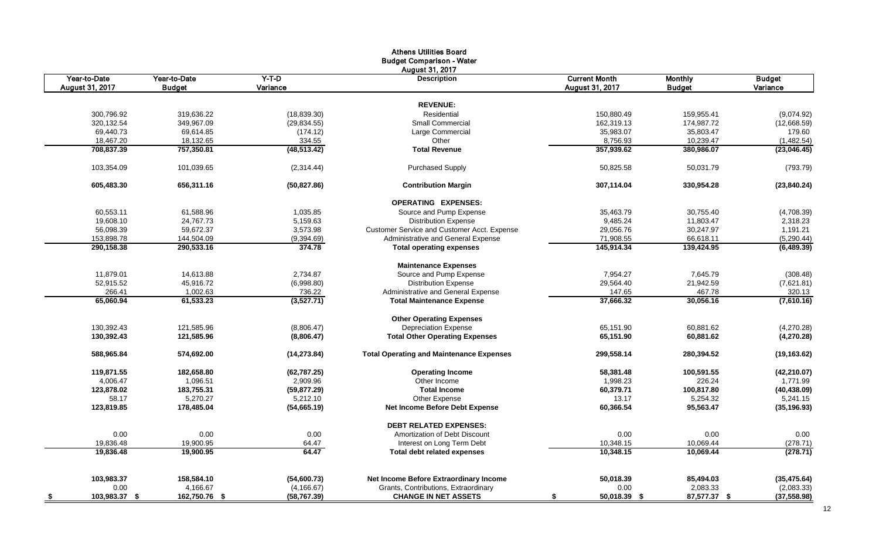# Athens Utilities Board
## Budget Comparison - Water
### August 31, 2017

| Year-to-Date August 31, 2017 | Year-to-Date Budget | Y-T-D Variance | Description | Current Month August 31, 2017 | Monthly Budget | Budget Variance |
|---|---|---|---|---|---|---|
| | | | **REVENUE:** | | | |
| 300,796.92 | 319,636.22 | (18,839.30) | Residential | 150,880.49 | 159,955.41 | (9,074.92) |
| 320,132.54 | 349,967.09 | (29,834.55) | Small Commercial | 162,319.13 | 174,987.72 | (12,668.59) |
| 69,440.73 | 69,614.85 | (174.12) | Large Commercial | 35,983.07 | 35,803.47 | 179.60 |
| 18,467.20 | 18,132.65 | 334.55 | Other | 8,756.93 | 10,239.47 | (1,482.54) |
| **708,837.39** | **757,350.81** | **(48,513.42)** | **Total Revenue** | **357,939.62** | **380,986.07** | **(23,046.45)** |
| 103,354.09 | 101,039.65 | (2,314.44) | Purchased Supply | 50,825.58 | 50,031.79 | (793.79) |
| **605,483.30** | **656,311.16** | **(50,827.86)** | **Contribution Margin** | **307,114.04** | **330,954.28** | **(23,840.24)** |
| | | | **OPERATING EXPENSES:** | | | |
| 60,553.11 | 61,588.96 | 1,035.85 | Source and Pump Expense | 35,463.79 | 30,755.40 | (4,708.39) |
| 19,608.10 | 24,767.73 | 5,159.63 | Distribution Expense | 9,485.24 | 11,803.47 | 2,318.23 |
| 56,098.39 | 59,672.37 | 3,573.98 | Customer Service and Customer Acct. Expense | 29,056.76 | 30,247.97 | 1,191.21 |
| 153,898.78 | 144,504.09 | (9,394.69) | Administrative and General Expense | 71,908.55 | 66,618.11 | (5,290.44) |
| **290,158.38** | **290,533.16** | **374.78** | **Total operating expenses** | **145,914.34** | **139,424.95** | **(6,489.39)** |
| | | | **Maintenance Expenses** | | | |
| 11,879.01 | 14,613.88 | 2,734.87 | Source and Pump Expense | 7,954.27 | 7,645.79 | (308.48) |
| 52,915.52 | 45,916.72 | (6,998.80) | Distribution Expense | 29,564.40 | 21,942.59 | (7,621.81) |
| 266.41 | 1,002.63 | 736.22 | Administrative and General Expense | 147.65 | 467.78 | 320.13 |
| **65,060.94** | **61,533.23** | **(3,527.71)** | **Total Maintenance Expense** | **37,666.32** | **30,056.16** | **(7,610.16)** |
| | | | **Other Operating Expenses** | | | |
| 130,392.43 | 121,585.96 | (8,806.47) | Depreciation Expense | 65,151.90 | 60,881.62 | (4,270.28) |
| **130,392.43** | **121,585.96** | **(8,806.47)** | **Total Other Operating Expenses** | **65,151.90** | **60,881.62** | **(4,270.28)** |
| **588,965.84** | **574,692.00** | **(14,273.84)** | **Total Operating and Maintenance Expenses** | **299,558.14** | **280,394.52** | **(19,163.62)** |
| **119,871.55** | **182,658.80** | **(62,787.25)** | **Operating Income** | **58,381.48** | **100,591.55** | **(42,210.07)** |
| 4,006.47 | 1,096.51 | 2,909.96 | Other Income | 1,998.23 | 226.24 | 1,771.99 |
| **123,878.02** | **183,755.31** | **(59,877.29)** | **Total Income** | **60,379.71** | **100,817.80** | **(40,438.09)** |
| 58.17 | 5,270.27 | 5,212.10 | Other Expense | 13.17 | 5,254.32 | 5,241.15 |
| **123,819.85** | **178,485.04** | **(54,665.19)** | **Net Income Before Debt Expense** | **60,366.54** | **95,563.47** | **(35,196.93)** |
| | | | **DEBT RELATED EXPENSES:** | | | |
| 0.00 | 0.00 | 0.00 | Amortization of Debt Discount | 0.00 | 0.00 | 0.00 |
| 19,836.48 | 19,900.95 | 64.47 | Interest on Long Term Debt | 10,348.15 | 10,069.44 | (278.71) |
| **19,836.48** | **19,900.95** | **64.47** | **Total debt related expenses** | **10,348.15** | **10,069.44** | **(278.71)** |
| **103,983.37** | **158,584.10** | **(54,600.73)** | **Net Income Before Extraordinary Income** | **50,018.39** | **85,494.03** | **(35,475.64)** |
| 0.00 | 4,166.67 | (4,166.67) | Grants, Contributions, Extraordinary | 0.00 | 2,083.33 | (2,083.33) |
| **$ 103,983.37** | **$ 162,750.76** | **$ (58,767.39)** | **CHANGE IN NET ASSETS** | **$ 50,018.39** | **$ 87,577.37** | **$ (37,558.98)** |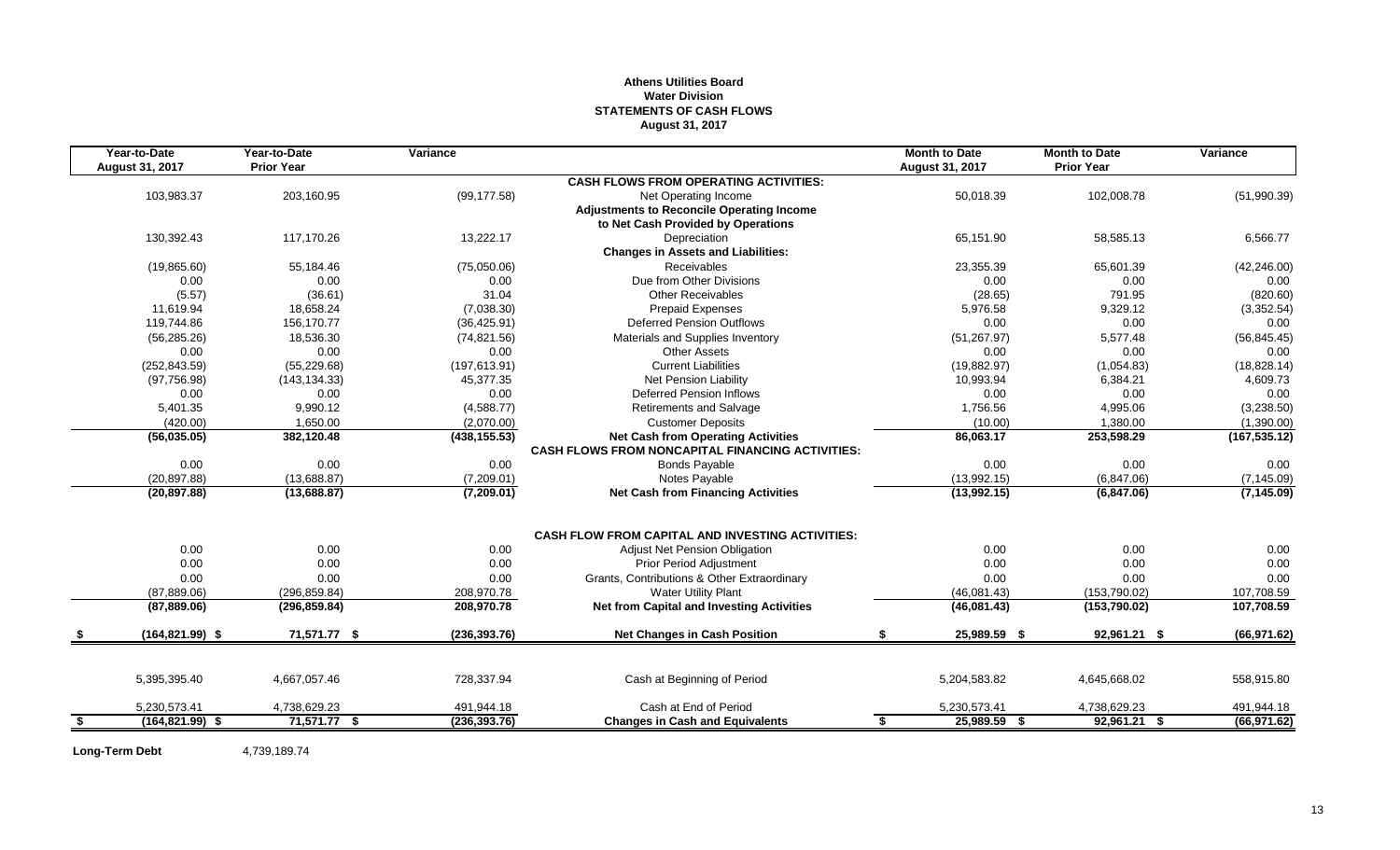**Athens Utilities Board**
**Water Division**
**STATEMENTS OF CASH FLOWS**
**August 31, 2017**

| Year-to-Date August 31, 2017 | Year-to-Date Prior Year | Variance | | Month to Date August 31, 2017 | Month to Date Prior Year | Variance |
|---|---|---|---|---|---|---|
| | | | **CASH FLOWS FROM OPERATING ACTIVITIES:** | | | |
| 103,983.37 | 203,160.95 | (99,177.58) | Net Operating Income | 50,018.39 | 102,008.78 | (51,990.39) |
| | | | **Adjustments to Reconcile Operating Income to Net Cash Provided by Operations** | | | |
| 130,392.43 | 117,170.26 | 13,222.17 | Depreciation | 65,151.90 | 58,585.13 | 6,566.77 |
| | | | **Changes in Assets and Liabilities:** | | | |
| (19,865.60) | 55,184.46 | (75,050.06) | Receivables | 23,355.39 | 65,601.39 | (42,246.00) |
| 0.00 | 0.00 | 0.00 | Due from Other Divisions | 0.00 | 0.00 | 0.00 |
| (5.57) | (36.61) | 31.04 | Other Receivables | (28.65) | 791.95 | (820.60) |
| 11,619.94 | 18,658.24 | (7,038.30) | Prepaid Expenses | 5,976.58 | 9,329.12 | (3,352.54) |
| 119,744.86 | 156,170.77 | (36,425.91) | Deferred Pension Outflows | 0.00 | 0.00 | 0.00 |
| (56,285.26) | 18,536.30 | (74,821.56) | Materials and Supplies Inventory | (51,267.97) | 5,577.48 | (56,845.45) |
| 0.00 | 0.00 | 0.00 | Other Assets | 0.00 | 0.00 | 0.00 |
| (252,843.59) | (55,229.68) | (197,613.91) | Current Liabilities | (19,882.97) | (1,054.83) | (18,828.14) |
| (97,756.98) | (143,134.33) | 45,377.35 | Net Pension Liability | 10,993.94 | 6,384.21 | 4,609.73 |
| 0.00 | 0.00 | 0.00 | Deferred Pension Inflows | 0.00 | 0.00 | 0.00 |
| 5,401.35 | 9,990.12 | (4,588.77) | Retirements and Salvage | 1,756.56 | 4,995.06 | (3,238.50) |
| (420.00) | 1,650.00 | (2,070.00) | Customer Deposits | (10.00) | 1,380.00 | (1,390.00) |
| **(56,035.05)** | **382,120.48** | **(438,155.53)** | **Net Cash from Operating Activities** | **86,063.17** | **253,598.29** | **(167,535.12)** |
| | | | **CASH FLOWS FROM NONCAPITAL FINANCING ACTIVITIES:** | | | |
| 0.00 | 0.00 | 0.00 | Bonds Payable | 0.00 | 0.00 | 0.00 |
| (20,897.88) | (13,688.87) | (7,209.01) | Notes Payable | (13,992.15) | (6,847.06) | (7,145.09) |
| **(20,897.88)** | **(13,688.87)** | **(7,209.01)** | **Net Cash from Financing Activities** | **(13,992.15)** | **(6,847.06)** | **(7,145.09)** |
| | | | **CASH FLOW FROM CAPITAL AND INVESTING ACTIVITIES:** | | | |
| 0.00 | 0.00 | 0.00 | Adjust Net Pension Obligation | 0.00 | 0.00 | 0.00 |
| 0.00 | 0.00 | 0.00 | Prior Period Adjustment | 0.00 | 0.00 | 0.00 |
| 0.00 | 0.00 | 0.00 | Grants, Contributions & Other Extraordinary | 0.00 | 0.00 | 0.00 |
| (87,889.06) | (296,859.84) | 208,970.78 | Water Utility Plant | (46,081.43) | (153,790.02) | 107,708.59 |
| **(87,889.06)** | **(296,859.84)** | **208,970.78** | **Net from Capital and Investing Activities** | **(46,081.43)** | **(153,790.02)** | **107,708.59** |
| **$ (164,821.99)** | **$ 71,571.77** | **$ (236,393.76)** | **Net Changes in Cash Position** | **$ 25,989.59** | **$ 92,961.21** | **$ (66,971.62)** |
| 5,395,395.40 | 4,667,057.46 | 728,337.94 | Cash at Beginning of Period | 5,204,583.82 | 4,645,668.02 | 558,915.80 |
| 5,230,573.41 | 4,738,629.23 | 491,944.18 | Cash at End of Period | 5,230,573.41 | 4,738,629.23 | 491,944.18 |
| **$ (164,821.99)** | **$ 71,571.77** | **$ (236,393.76)** | **Changes in Cash and Equivalents** | **$ 25,989.59** | **$ 92,961.21** | **$ (66,971.62)** |

**Long-Term Debt** 4,739,189.74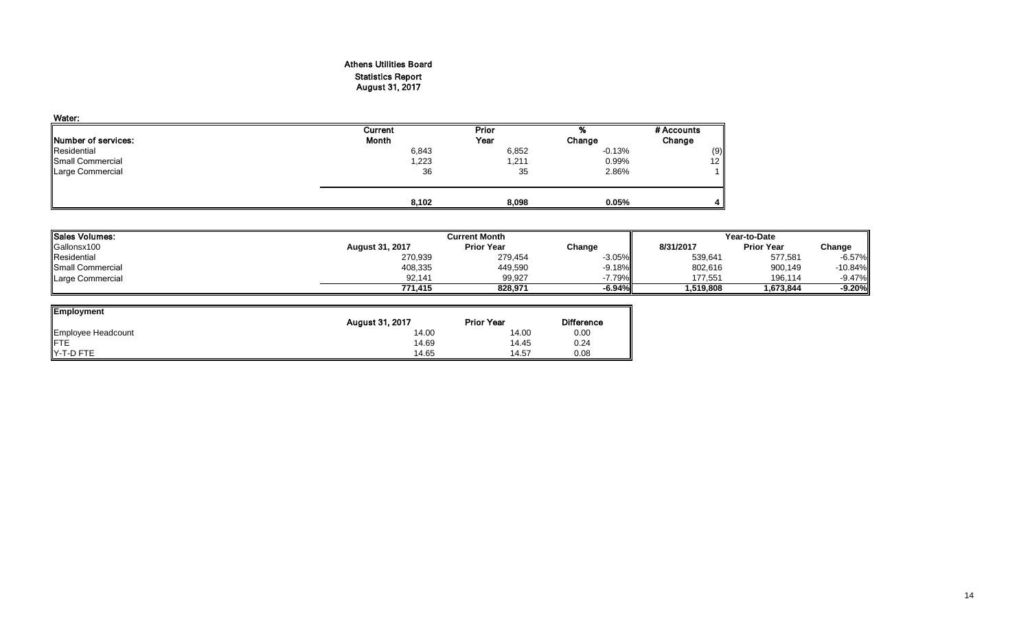# Athens Utilities Board
## Statistics Report
## August 31, 2017

**Water:**

| Number of services: | Current Month | Prior Year | % Change | # Accounts Change |
|---|---|---|---|---|
| Residential | 6,843 | 6,852 | -0.13% | (9) |
| Small Commercial | 1,223 | 1,211 | 0.99% | 12 |
| Large Commercial | 36 | 35 | 2.86% | 1 |
| | **8,102** | **8,098** | **0.05%** | **4** |

| Sales Volumes: | Current Month | | | Year-to-Date | | |
|---|---|---|---|---|---|---|
| Gallonsx100 | August 31, 2017 | Prior Year | Change | 8/31/2017 | Prior Year | Change |
| Residential | 270,939 | 279,454 | -3.05% | 539,641 | 577,581 | -6.57% |
| Small Commercial | 408,335 | 449,590 | -9.18% | 802,616 | 900,149 | -10.84% |
| Large Commercial | 92,141 | 99,927 | -7.79% | 177,551 | 196,114 | -9.47% |
| | **771,415** | **828,971** | **-6.94%** | **1,519,808** | **1,673,844** | **-9.20%** |

| Employment | August 31, 2017 | Prior Year | Difference |
|---|---|---|---|
| Employee Headcount | 14.00 | 14.00 | 0.00 |
| FTE | 14.69 | 14.45 | 0.24 |
| Y-T-D FTE | 14.65 | 14.57 | 0.08 |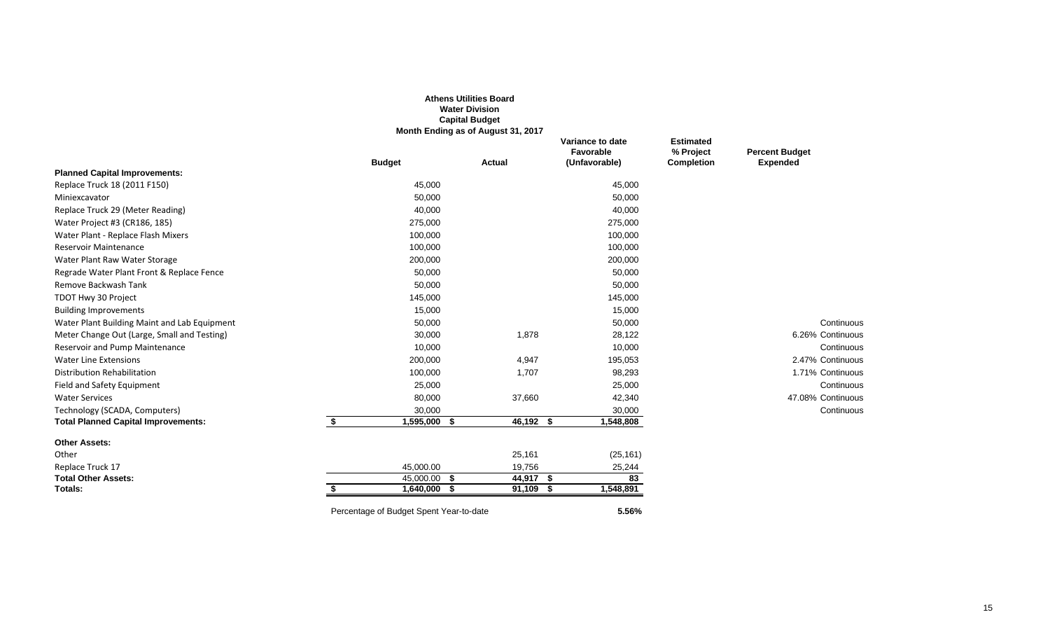**Athens Utilities Board**
**Water Division**
**Capital Budget**
**Month Ending as of August 31, 2017**

| | Budget | Actual | Variance to date Favorable (Unfavorable) | Estimated % Project Completion | Percent Budget Expended | |
|---|---|---|---|---|---|---|
| **Planned Capital Improvements:** | | | | | | |
| Replace Truck 18 (2011 F150) | 45,000 | | 45,000 | | | |
| Miniexcavator | 50,000 | | 50,000 | | | |
| Replace Truck 29 (Meter Reading) | 40,000 | | 40,000 | | | |
| Water Project #3 (CR186, 185) | 275,000 | | 275,000 | | | |
| Water Plant - Replace Flash Mixers | 100,000 | | 100,000 | | | |
| Reservoir Maintenance | 100,000 | | 100,000 | | | |
| Water Plant Raw Water Storage | 200,000 | | 200,000 | | | |
| Regrade Water Plant Front & Replace Fence | 50,000 | | 50,000 | | | |
| Remove Backwash Tank | 50,000 | | 50,000 | | | |
| TDOT Hwy 30 Project | 145,000 | | 145,000 | | | |
| Building Improvements | 15,000 | | 15,000 | | | |
| Water Plant Building Maint and Lab Equipment | 50,000 | | 50,000 | | | Continuous |
| Meter Change Out (Large, Small and Testing) | 30,000 | 1,878 | 28,122 | | 6.26% | Continuous |
| Reservoir and Pump Maintenance | 10,000 | | 10,000 | | | Continuous |
| Water Line Extensions | 200,000 | 4,947 | 195,053 | | 2.47% | Continuous |
| Distribution Rehabilitation | 100,000 | 1,707 | 98,293 | | 1.71% | Continuous |
| Field and Safety Equipment | 25,000 | | 25,000 | | | Continuous |
| Water Services | 80,000 | 37,660 | 42,340 | | 47.08% | Continuous |
| Technology (SCADA, Computers) | 30,000 | | 30,000 | | | Continuous |
| **Total Planned Capital Improvements:** | $ 1,595,000 | $ 46,192 | $ 1,548,808 | | | |
| **Other Assets:** | | | | | | |
| Other | | 25,161 | (25,161) | | | |
| Replace Truck 17 | 45,000.00 | 19,756 | 25,244 | | | |
| **Total Other Assets:** | 45,000.00 | $ 44,917 | $ 83 | | | |
| **Totals:** | $ 1,640,000 | $ 91,109 | $ 1,548,891 | | | |

Percentage of Budget Spent Year-to-date **5.56%**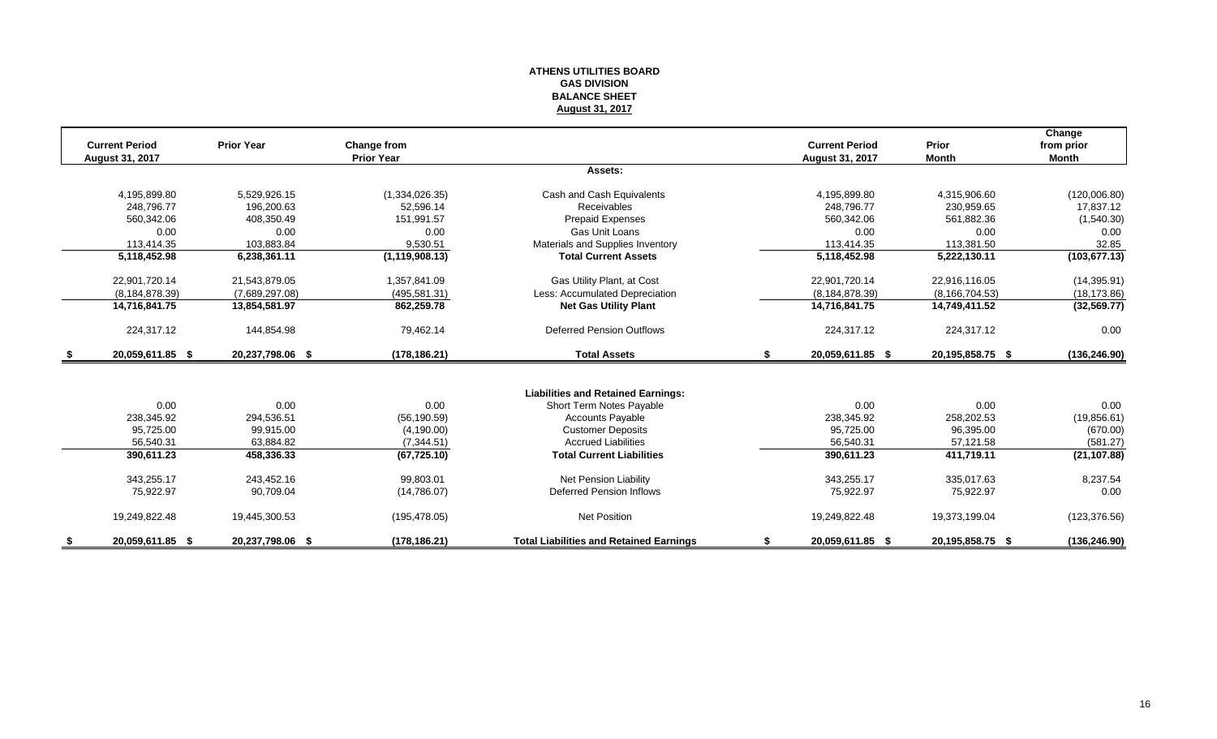**ATHENS UTILITIES BOARD**
**GAS DIVISION**
**BALANCE SHEET**
**August 31, 2017**

| Current Period August 31, 2017 | Prior Year | Change from Prior Year | | Current Period August 31, 2017 | Prior Month | Change from prior Month |
|---|---|---|---|---|---|---|
| | | | **Assets:** | | | |
| 4,195,899.80 | 5,529,926.15 | (1,334,026.35) | Cash and Cash Equivalents | 4,195,899.80 | 4,315,906.60 | (120,006.80) |
| 248,796.77 | 196,200.63 | 52,596.14 | Receivables | 248,796.77 | 230,959.65 | 17,837.12 |
| 560,342.06 | 408,350.49 | 151,991.57 | Prepaid Expenses | 560,342.06 | 561,882.36 | (1,540.30) |
| 0.00 | 0.00 | 0.00 | Gas Unit Loans | 0.00 | 0.00 | 0.00 |
| 113,414.35 | 103,883.84 | 9,530.51 | Materials and Supplies Inventory | 113,414.35 | 113,381.50 | 32.85 |
| **5,118,452.98** | **6,238,361.11** | **(1,119,908.13)** | **Total Current Assets** | **5,118,452.98** | **5,222,130.11** | **(103,677.13)** |
| 22,901,720.14 | 21,543,879.05 | 1,357,841.09 | Gas Utility Plant, at Cost | 22,901,720.14 | 22,916,116.05 | (14,395.91) |
| (8,184,878.39) | (7,689,297.08) | (495,581.31) | Less: Accumulated Depreciation | (8,184,878.39) | (8,166,704.53) | (18,173.86) |
| **14,716,841.75** | **13,854,581.97** | **862,259.78** | **Net Gas Utility Plant** | **14,716,841.75** | **14,749,411.52** | **(32,569.77)** |
| 224,317.12 | 144,854.98 | 79,462.14 | Deferred Pension Outflows | 224,317.12 | 224,317.12 | 0.00 |
| **$ 20,059,611.85** | **$ 20,237,798.06** | **$ (178,186.21)** | **Total Assets** | **$ 20,059,611.85** | **$ 20,195,858.75** | **$ (136,246.90)** |
| | | | **Liabilities and Retained Earnings:** | | | |
| 0.00 | 0.00 | 0.00 | Short Term Notes Payable | 0.00 | 0.00 | 0.00 |
| 238,345.92 | 294,536.51 | (56,190.59) | Accounts Payable | 238,345.92 | 258,202.53 | (19,856.61) |
| 95,725.00 | 99,915.00 | (4,190.00) | Customer Deposits | 95,725.00 | 96,395.00 | (670.00) |
| 56,540.31 | 63,884.82 | (7,344.51) | Accrued Liabilities | 56,540.31 | 57,121.58 | (581.27) |
| **390,611.23** | **458,336.33** | **(67,725.10)** | **Total Current Liabilities** | **390,611.23** | **411,719.11** | **(21,107.88)** |
| 343,255.17 | 243,452.16 | 99,803.01 | Net Pension Liability | 343,255.17 | 335,017.63 | 8,237.54 |
| 75,922.97 | 90,709.04 | (14,786.07) | Deferred Pension Inflows | 75,922.97 | 75,922.97 | 0.00 |
| 19,249,822.48 | 19,445,300.53 | (195,478.05) | Net Position | 19,249,822.48 | 19,373,199.04 | (123,376.56) |
| **$ 20,059,611.85** | **$ 20,237,798.06** | **$ (178,186.21)** | **Total Liabilities and Retained Earnings** | **$ 20,059,611.85** | **$ 20,195,858.75** | **$ (136,246.90)** |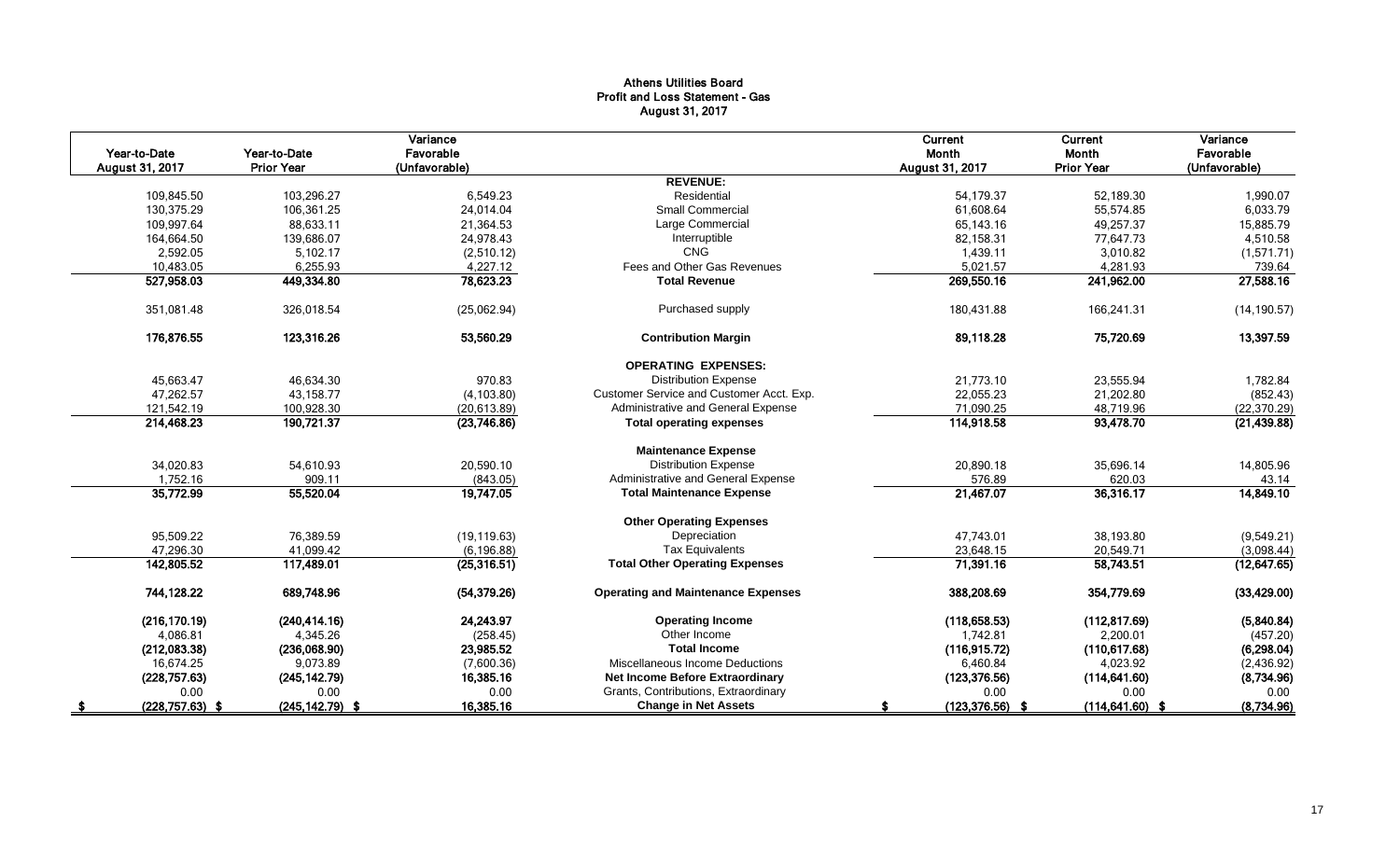# Athens Utilities Board
## Profit and Loss Statement - Gas
### August 31, 2017

| Year-to-Date August 31, 2017 | Year-to-Date Prior Year | Variance Favorable (Unfavorable) | | Current Month August 31, 2017 | Current Month Prior Year | Variance Favorable (Unfavorable) |
|---|---|---|---|---|---|---|
| | | | **REVENUE:** | | | |
| 109,845.50 | 103,296.27 | 6,549.23 | Residential | 54,179.37 | 52,189.30 | 1,990.07 |
| 130,375.29 | 106,361.25 | 24,014.04 | Small Commercial | 61,608.64 | 55,574.85 | 6,033.79 |
| 109,997.64 | 88,633.11 | 21,364.53 | Large Commercial | 65,143.16 | 49,257.37 | 15,885.79 |
| 164,664.50 | 139,686.07 | 24,978.43 | Interruptible | 82,158.31 | 77,647.73 | 4,510.58 |
| 2,592.05 | 5,102.17 | (2,510.12) | CNG | 1,439.11 | 3,010.82 | (1,571.71) |
| 10,483.05 | 6,255.93 | 4,227.12 | Fees and Other Gas Revenues | 5,021.57 | 4,281.93 | 739.64 |
| **527,958.03** | **449,334.80** | **78,623.23** | **Total Revenue** | **269,550.16** | **241,962.00** | **27,588.16** |
| 351,081.48 | 326,018.54 | (25,062.94) | Purchased supply | 180,431.88 | 166,241.31 | (14,190.57) |
| **176,876.55** | **123,316.26** | **53,560.29** | **Contribution Margin** | **89,118.28** | **75,720.69** | **13,397.59** |
| | | | **OPERATING EXPENSES:** | | | |
| 45,663.47 | 46,634.30 | 970.83 | Distribution Expense | 21,773.10 | 23,555.94 | 1,782.84 |
| 47,262.57 | 43,158.77 | (4,103.80) | Customer Service and Customer Acct. Exp. | 22,055.23 | 21,202.80 | (852.43) |
| 121,542.19 | 100,928.30 | (20,613.89) | Administrative and General Expense | 71,090.25 | 48,719.96 | (22,370.29) |
| **214,468.23** | **190,721.37** | **(23,746.86)** | **Total operating expenses** | **114,918.58** | **93,478.70** | **(21,439.88)** |
| | | | **Maintenance Expense** | | | |
| 34,020.83 | 54,610.93 | 20,590.10 | Distribution Expense | 20,890.18 | 35,696.14 | 14,805.96 |
| 1,752.16 | 909.11 | (843.05) | Administrative and General Expense | 576.89 | 620.03 | 43.14 |
| **35,772.99** | **55,520.04** | **19,747.05** | **Total Maintenance Expense** | **21,467.07** | **36,316.17** | **14,849.10** |
| | | | **Other Operating Expenses** | | | |
| 95,509.22 | 76,389.59 | (19,119.63) | Depreciation | 47,743.01 | 38,193.80 | (9,549.21) |
| 47,296.30 | 41,099.42 | (6,196.88) | Tax Equivalents | 23,648.15 | 20,549.71 | (3,098.44) |
| **142,805.52** | **117,489.01** | **(25,316.51)** | **Total Other Operating Expenses** | **71,391.16** | **58,743.51** | **(12,647.65)** |
| **744,128.22** | **689,748.96** | **(54,379.26)** | **Operating and Maintenance Expenses** | **388,208.69** | **354,779.69** | **(33,429.00)** |
| **(216,170.19)** | **(240,414.16)** | **24,243.97** | **Operating Income** | **(118,658.53)** | **(112,817.69)** | **(5,840.84)** |
| 4,086.81 | 4,345.26 | (258.45) | Other Income | 1,742.81 | 2,200.01 | (457.20) |
| **(212,083.38)** | **(236,068.90)** | **23,985.52** | **Total Income** | **(116,915.72)** | **(110,617.68)** | **(6,298.04)** |
| 16,674.25 | 9,073.89 | (7,600.36) | Miscellaneous Income Deductions | 6,460.84 | 4,023.92 | (2,436.92) |
| **(228,757.63)** | **(245,142.79)** | **16,385.16** | **Net Income Before Extraordinary** | **(123,376.56)** | **(114,641.60)** | **(8,734.96)** |
| 0.00 | 0.00 | 0.00 | Grants, Contributions, Extraordinary | 0.00 | 0.00 | 0.00 |
| **$ (228,757.63)** | **$ (245,142.79)** | **$ 16,385.16** | **Change in Net Assets** | **$ (123,376.56)** | **$ (114,641.60)** | **$ (8,734.96)** |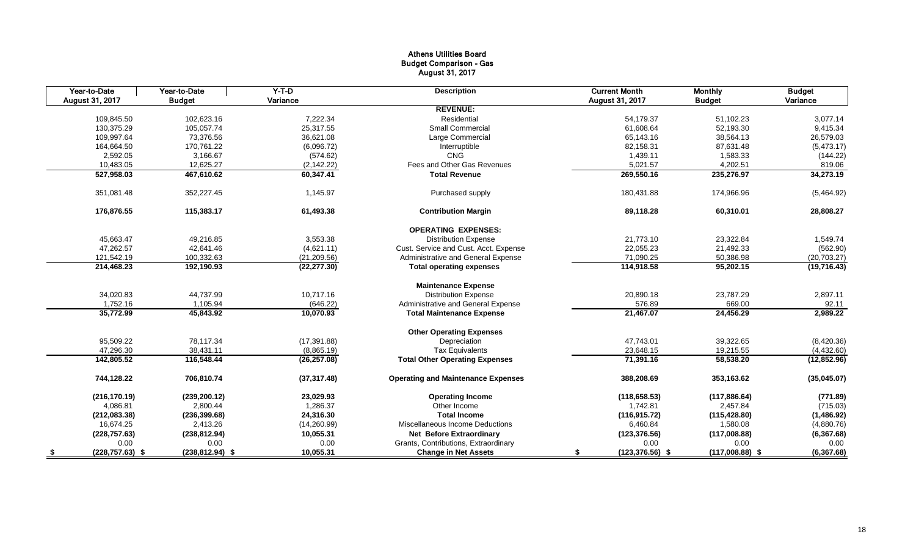# Athens Utilities Board
## Budget Comparison - Gas
### August 31, 2017

| Year-to-Date August 31, 2017 | Year-to-Date Budget | Y-T-D Variance | Description | Current Month August 31, 2017 | Monthly Budget | Budget Variance |
|---|---|---|---|---|---|---|
| | | | **REVENUE:** | | | |
| 109,845.50 | 102,623.16 | 7,222.34 | Residential | 54,179.37 | 51,102.23 | 3,077.14 |
| 130,375.29 | 105,057.74 | 25,317.55 | Small Commercial | 61,608.64 | 52,193.30 | 9,415.34 |
| 109,997.64 | 73,376.56 | 36,621.08 | Large Commercial | 65,143.16 | 38,564.13 | 26,579.03 |
| 164,664.50 | 170,761.22 | (6,096.72) | Interruptible | 82,158.31 | 87,631.48 | (5,473.17) |
| 2,592.05 | 3,166.67 | (574.62) | CNG | 1,439.11 | 1,583.33 | (144.22) |
| 10,483.05 | 12,625.27 | (2,142.22) | Fees and Other Gas Revenues | 5,021.57 | 4,202.51 | 819.06 |
| **527,958.03** | **467,610.62** | **60,347.41** | **Total Revenue** | **269,550.16** | **235,276.97** | **34,273.19** |
| 351,081.48 | 352,227.45 | 1,145.97 | Purchased supply | 180,431.88 | 174,966.96 | (5,464.92) |
| **176,876.55** | **115,383.17** | **61,493.38** | **Contribution Margin** | **89,118.28** | **60,310.01** | **28,808.27** |
| | | | **OPERATING EXPENSES:** | | | |
| 45,663.47 | 49,216.85 | 3,553.38 | Distribution Expense | 21,773.10 | 23,322.84 | 1,549.74 |
| 47,262.57 | 42,641.46 | (4,621.11) | Cust. Service and Cust. Acct. Expense | 22,055.23 | 21,492.33 | (562.90) |
| 121,542.19 | 100,332.63 | (21,209.56) | Administrative and General Expense | 71,090.25 | 50,386.98 | (20,703.27) |
| **214,468.23** | **192,190.93** | **(22,277.30)** | **Total operating expenses** | **114,918.58** | **95,202.15** | **(19,716.43)** |
| | | | **Maintenance Expense** | | | |
| 34,020.83 | 44,737.99 | 10,717.16 | Distribution Expense | 20,890.18 | 23,787.29 | 2,897.11 |
| 1,752.16 | 1,105.94 | (646.22) | Administrative and General Expense | 576.89 | 669.00 | 92.11 |
| **35,772.99** | **45,843.92** | **10,070.93** | **Total Maintenance Expense** | **21,467.07** | **24,456.29** | **2,989.22** |
| | | | **Other Operating Expenses** | | | |
| 95,509.22 | 78,117.34 | (17,391.88) | Depreciation | 47,743.01 | 39,322.65 | (8,420.36) |
| 47,296.30 | 38,431.11 | (8,865.19) | Tax Equivalents | 23,648.15 | 19,215.55 | (4,432.60) |
| **142,805.52** | **116,548.44** | **(26,257.08)** | **Total Other Operating Expenses** | **71,391.16** | **58,538.20** | **(12,852.96)** |
| **744,128.22** | **706,810.74** | **(37,317.48)** | **Operating and Maintenance Expenses** | **388,208.69** | **353,163.62** | **(35,045.07)** |
| **(216,170.19)** | **(239,200.12)** | **23,029.93** | **Operating Income** | **(118,658.53)** | **(117,886.64)** | **(771.89)** |
| 4,086.81 | 2,800.44 | 1,286.37 | Other Income | 1,742.81 | 2,457.84 | (715.03) |
| **(212,083.38)** | **(236,399.68)** | **24,316.30** | **Total Income** | **(116,915.72)** | **(115,428.80)** | **(1,486.92)** |
| 16,674.25 | 2,413.26 | (14,260.99) | Miscellaneous Income Deductions | 6,460.84 | 1,580.08 | (4,880.76) |
| **(228,757.63)** | **(238,812.94)** | **10,055.31** | **Net Before Extraordinary** | **(123,376.56)** | **(117,008.88)** | **(6,367.68)** |
| 0.00 | 0.00 | 0.00 | Grants, Contributions, Extraordinary | 0.00 | 0.00 | 0.00 |
| **$ (228,757.63)** | **$ (238,812.94)** | **$ 10,055.31** | **Change in Net Assets** | **$ (123,376.56)** | **$ (117,008.88)** | **$ (6,367.68)** |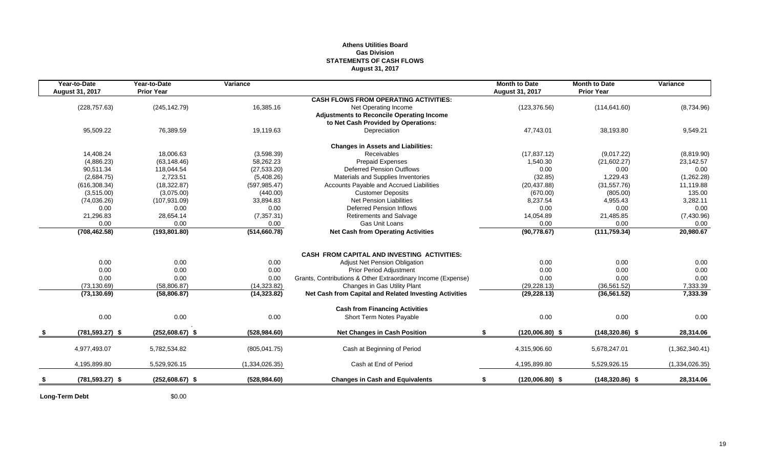**Athens Utilities Board**
**Gas Division**
**STATEMENTS OF CASH FLOWS**
**August 31, 2017**

| Year-to-Date August 31, 2017 | Year-to-Date Prior Year | Variance | | Month to Date August 31, 2017 | Month to Date Prior Year | Variance |
|---|---|---|---|---|---|---|
| | | | **CASH FLOWS FROM OPERATING ACTIVITIES:** | | | |
| (228,757.63) | (245,142.79) | 16,385.16 | Net Operating Income | (123,376.56) | (114,641.60) | (8,734.96) |
| | | | **Adjustments to Reconcile Operating Income to Net Cash Provided by Operations:** | | | |
| 95,509.22 | 76,389.59 | 19,119.63 | Depreciation | 47,743.01 | 38,193.80 | 9,549.21 |
| | | | **Changes in Assets and Liabilities:** | | | |
| 14,408.24 | 18,006.63 | (3,598.39) | Receivables | (17,837.12) | (9,017.22) | (8,819.90) |
| (4,886.23) | (63,148.46) | 58,262.23 | Prepaid Expenses | 1,540.30 | (21,602.27) | 23,142.57 |
| 90,511.34 | 118,044.54 | (27,533.20) | Deferred Pension Outflows | 0.00 | 0.00 | 0.00 |
| (2,684.75) | 2,723.51 | (5,408.26) | Materials and Supplies Inventories | (32.85) | 1,229.43 | (1,262.28) |
| (616,308.34) | (18,322.87) | (597,985.47) | Accounts Payable and Accrued Liabilities | (20,437.88) | (31,557.76) | 11,119.88 |
| (3,515.00) | (3,075.00) | (440.00) | Customer Deposits | (670.00) | (805.00) | 135.00 |
| (74,036.26) | (107,931.09) | 33,894.83 | Net Pension Liabilities | 8,237.54 | 4,955.43 | 3,282.11 |
| 0.00 | 0.00 | 0.00 | Deferred Pension Inflows | 0.00 | 0.00 | 0.00 |
| 21,296.83 | 28,654.14 | (7,357.31) | Retirements and Salvage | 14,054.89 | 21,485.85 | (7,430.96) |
| 0.00 | 0.00 | 0.00 | Gas Unit Loans | 0.00 | 0.00 | 0.00 |
| **(708,462.58)** | **(193,801.80)** | **(514,660.78)** | **Net Cash from Operating Activities** | **(90,778.67)** | **(111,759.34)** | **20,980.67** |
| | | | **CASH FROM CAPITAL AND INVESTING ACTIVITIES:** | | | |
| 0.00 | 0.00 | 0.00 | Adjust Net Pension Obligation | 0.00 | 0.00 | 0.00 |
| 0.00 | 0.00 | 0.00 | Prior Period Adjustment | 0.00 | 0.00 | 0.00 |
| 0.00 | 0.00 | 0.00 | Grants, Contributions & Other Extraordinary Income (Expense) | 0.00 | 0.00 | 0.00 |
| (73,130.69) | (58,806.87) | (14,323.82) | Changes in Gas Utility Plant | (29,228.13) | (36,561.52) | 7,333.39 |
| **(73,130.69)** | **(58,806.87)** | **(14,323.82)** | **Net Cash from Capital and Related Investing Activities** | **(29,228.13)** | **(36,561.52)** | **7,333.39** |
| | | | **Cash from Financing Activities** | | | |
| 0.00 | 0.00 | 0.00 | Short Term Notes Payable | 0.00 | 0.00 | 0.00 |
| **$ (781,593.27)** | **$ (252,608.67)** | **$ (528,984.60)** | **Net Changes in Cash Position** | **$ (120,006.80)** | **$ (148,320.86)** | **$ 28,314.06** |
| 4,977,493.07 | 5,782,534.82 | (805,041.75) | Cash at Beginning of Period | 4,315,906.60 | 5,678,247.01 | (1,362,340.41) |
| 4,195,899.80 | 5,529,926.15 | (1,334,026.35) | Cash at End of Period | 4,195,899.80 | 5,529,926.15 | (1,334,026.35) |
| **$ (781,593.27)** | **$ (252,608.67)** | **$ (528,984.60)** | **Changes in Cash and Equivalents** | **$ (120,006.80)** | **$ (148,320.86)** | **$ 28,314.06** |

**Long-Term Debt** $0.00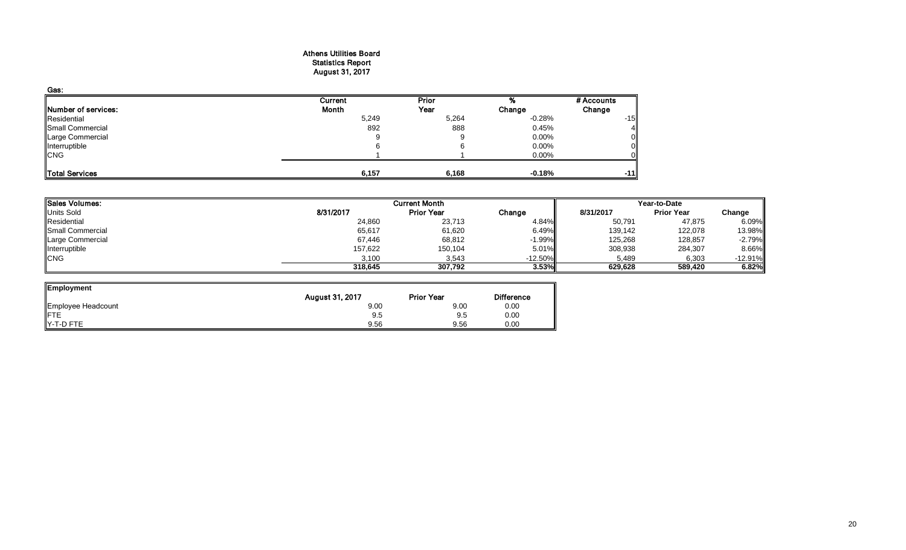# Athens Utilities Board
## Statistics Report
## August 31, 2017

**Gas:**

| Number of services: | Current Month | Prior Year | % Change | # Accounts Change |
|---|---|---|---|---|
| Residential | 5,249 | 5,264 | -0.28% | -15 |
| Small Commercial | 892 | 888 | 0.45% | 4 |
| Large Commercial | 9 | 9 | 0.00% | 0 |
| Interruptible | 6 | 6 | 0.00% | 0 |
| CNG | 1 | 1 | 0.00% | 0 |
| **Total Services** | **6,157** | **6,168** | **-0.18%** | **-11** |

| Sales Volumes: | Current Month | | | Year-to-Date | | |
|---|---|---|---|---|---|---|
| Units Sold | 8/31/2017 | Prior Year | Change | 8/31/2017 | Prior Year | Change |
| Residential | 24,860 | 23,713 | 4.84% | 50,791 | 47,875 | 6.09% |
| Small Commercial | 65,617 | 61,620 | 6.49% | 139,142 | 122,078 | 13.98% |
| Large Commercial | 67,446 | 68,812 | -1.99% | 125,268 | 128,857 | -2.79% |
| Interruptible | 157,622 | 150,104 | 5.01% | 308,938 | 284,307 | 8.66% |
| CNG | 3,100 | 3,543 | -12.50% | 5,489 | 6,303 | -12.91% |
| | **318,645** | **307,792** | **3.53%** | **629,628** | **589,420** | **6.82%** |

| Employment | August 31, 2017 | Prior Year | Difference |
|---|---|---|---|
| Employee Headcount | 9.00 | 9.00 | 0.00 |
| FTE | 9.5 | 9.5 | 0.00 |
| Y-T-D FTE | 9.56 | 9.56 | 0.00 |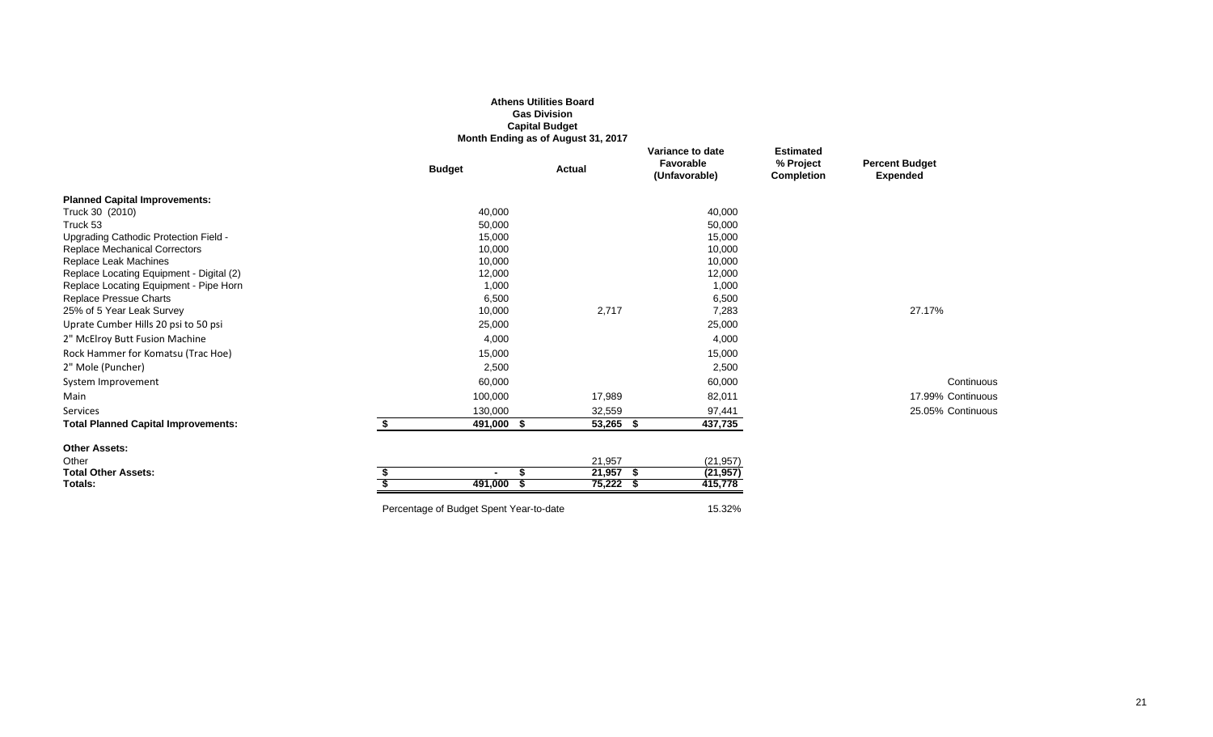**Athens Utilities Board**
**Gas Division**
**Capital Budget**
**Month Ending as of August 31, 2017**

| | Budget | Actual | Variance to date Favorable (Unfavorable) | Estimated % Project Completion | Percent Budget Expended |
|---|---|---|---|---|---|
| **Planned Capital Improvements:** | | | | | |
| Truck 30 (2010) | 40,000 | | 40,000 | | |
| Truck 53 | 50,000 | | 50,000 | | |
| Upgrading Cathodic Protection Field - | 15,000 | | 15,000 | | |
| Replace Mechanical Correctors | 10,000 | | 10,000 | | |
| Replace Leak Machines | 10,000 | | 10,000 | | |
| Replace Locating Equipment - Digital (2) | 12,000 | | 12,000 | | |
| Replace Locating Equipment - Pipe Horn | 1,000 | | 1,000 | | |
| Replace Pressue Charts | 6,500 | | 6,500 | | |
| 25% of 5 Year Leak Survey | 10,000 | 2,717 | 7,283 | | 27.17% |
| Uprate Cumber Hills 20 psi to 50 psi | 25,000 | | 25,000 | | |
| 2" McElroy Butt Fusion Machine | 4,000 | | 4,000 | | |
| Rock Hammer for Komatsu (Trac Hoe) | 15,000 | | 15,000 | | |
| 2" Mole (Puncher) | 2,500 | | 2,500 | | |
| System Improvement | 60,000 | | 60,000 | | Continuous |
| Main | 100,000 | 17,989 | 82,011 | | 17.99% Continuous |
| Services | 130,000 | 32,559 | 97,441 | | 25.05% Continuous |
| **Total Planned Capital Improvements:** | **$ 491,000** | **$ 53,265** | **$ 437,735** | | |
| **Other Assets:** | | | | | |
| Other | | 21,957 | (21,957) | | |
| **Total Other Assets:** | **$ -** | **$ 21,957** | **$ (21,957)** | | |
| **Totals:** | **$ 491,000** | **$ 75,222** | **$ 415,778** | | |
| Percentage of Budget Spent Year-to-date | | | 15.32% | | |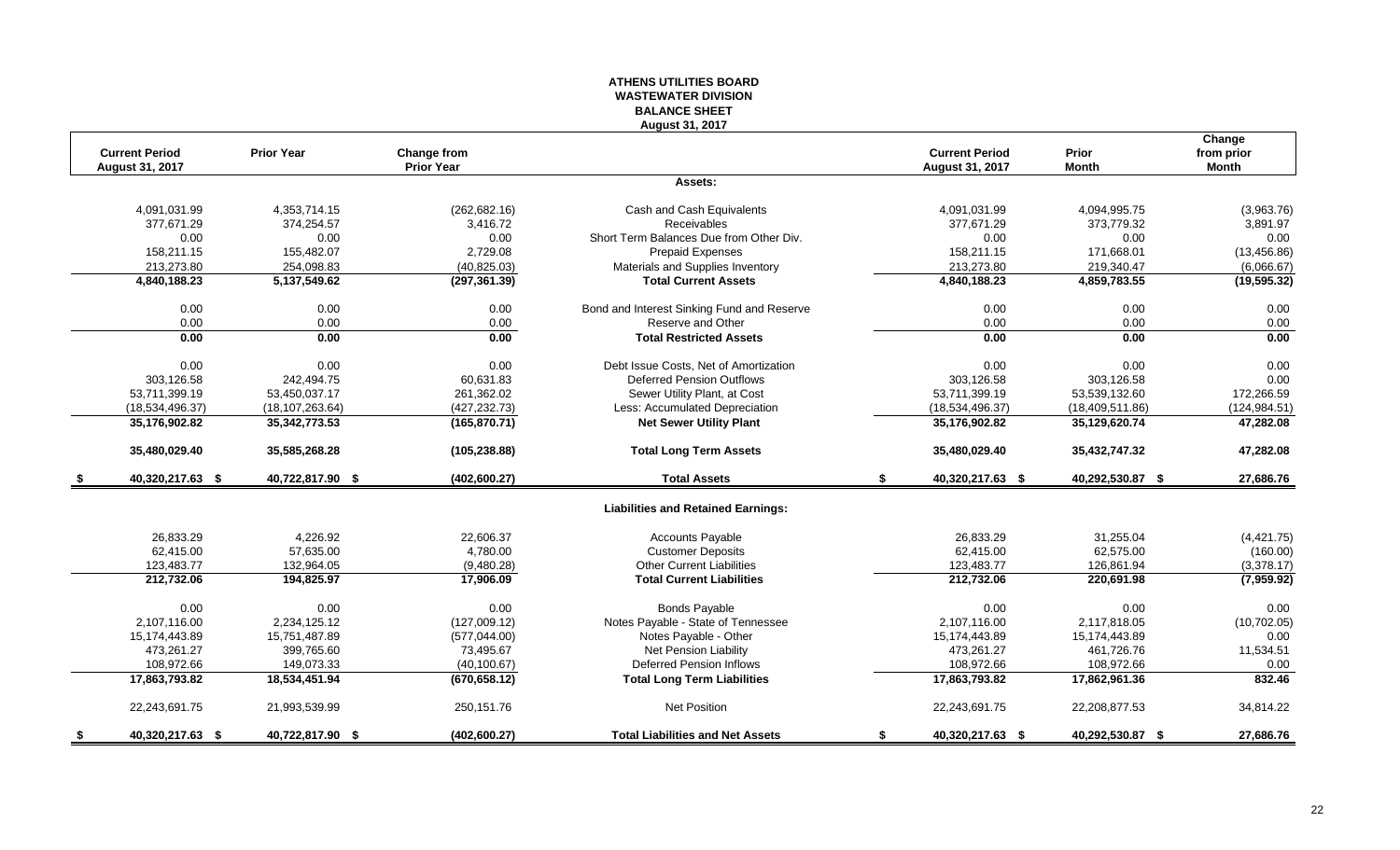# ATHENS UTILITIES BOARD
## WASTEWATER DIVISION
## BALANCE SHEET
### August 31, 2017

| Current Period August 31, 2017 | Prior Year | Change from Prior Year | | Current Period August 31, 2017 | Prior Month | Change from prior Month |
|---|---|---|---|---|---|---|
| | | | **Assets:** | | | |
| 4,091,031.99 | 4,353,714.15 | (262,682.16) | Cash and Cash Equivalents | 4,091,031.99 | 4,094,995.75 | (3,963.76) |
| 377,671.29 | 374,254.57 | 3,416.72 | Receivables | 377,671.29 | 373,779.32 | 3,891.97 |
| 0.00 | 0.00 | 0.00 | Short Term Balances Due from Other Div. | 0.00 | 0.00 | 0.00 |
| 158,211.15 | 155,482.07 | 2,729.08 | Prepaid Expenses | 158,211.15 | 171,668.01 | (13,456.86) |
| 213,273.80 | 254,098.83 | (40,825.03) | Materials and Supplies Inventory | 213,273.80 | 219,340.47 | (6,066.67) |
| **4,840,188.23** | **5,137,549.62** | **(297,361.39)** | **Total Current Assets** | **4,840,188.23** | **4,859,783.55** | **(19,595.32)** |
| 0.00 | 0.00 | 0.00 | Bond and Interest Sinking Fund and Reserve | 0.00 | 0.00 | 0.00 |
| 0.00 | 0.00 | 0.00 | Reserve and Other | 0.00 | 0.00 | 0.00 |
| **0.00** | **0.00** | **0.00** | **Total Restricted Assets** | **0.00** | **0.00** | **0.00** |
| 0.00 | 0.00 | 0.00 | Debt Issue Costs, Net of Amortization | 0.00 | 0.00 | 0.00 |
| 303,126.58 | 242,494.75 | 60,631.83 | Deferred Pension Outflows | 303,126.58 | 303,126.58 | 0.00 |
| 53,711,399.19 | 53,450,037.17 | 261,362.02 | Sewer Utility Plant, at Cost | 53,711,399.19 | 53,539,132.60 | 172,266.59 |
| (18,534,496.37) | (18,107,263.64) | (427,232.73) | Less: Accumulated Depreciation | (18,534,496.37) | (18,409,511.86) | (124,984.51) |
| **35,176,902.82** | **35,342,773.53** | **(165,870.71)** | **Net Sewer Utility Plant** | **35,176,902.82** | **35,129,620.74** | **47,282.08** |
| **35,480,029.40** | **35,585,268.28** | **(105,238.88)** | **Total Long Term Assets** | **35,480,029.40** | **35,432,747.32** | **47,282.08** |
| **$ 40,320,217.63** | **$ 40,722,817.90** | **$ (402,600.27)** | **Total Assets** | **$ 40,320,217.63** | **$ 40,292,530.87** | **$ 27,686.76** |
| | | | **Liabilities and Retained Earnings:** | | | |
| 26,833.29 | 4,226.92 | 22,606.37 | Accounts Payable | 26,833.29 | 31,255.04 | (4,421.75) |
| 62,415.00 | 57,635.00 | 4,780.00 | Customer Deposits | 62,415.00 | 62,575.00 | (160.00) |
| 123,483.77 | 132,964.05 | (9,480.28) | Other Current Liabilities | 123,483.77 | 126,861.94 | (3,378.17) |
| **212,732.06** | **194,825.97** | **17,906.09** | **Total Current Liabilities** | **212,732.06** | **220,691.98** | **(7,959.92)** |
| 0.00 | 0.00 | 0.00 | Bonds Payable | 0.00 | 0.00 | 0.00 |
| 2,107,116.00 | 2,234,125.12 | (127,009.12) | Notes Payable - State of Tennessee | 2,107,116.00 | 2,117,818.05 | (10,702.05) |
| 15,174,443.89 | 15,751,487.89 | (577,044.00) | Notes Payable - Other | 15,174,443.89 | 15,174,443.89 | 0.00 |
| 473,261.27 | 399,765.60 | 73,495.67 | Net Pension Liability | 473,261.27 | 461,726.76 | 11,534.51 |
| 108,972.66 | 149,073.33 | (40,100.67) | Deferred Pension Inflows | 108,972.66 | 108,972.66 | 0.00 |
| **17,863,793.82** | **18,534,451.94** | **(670,658.12)** | **Total Long Term Liabilities** | **17,863,793.82** | **17,862,961.36** | **832.46** |
| 22,243,691.75 | 21,993,539.99 | 250,151.76 | Net Position | 22,243,691.75 | 22,208,877.53 | 34,814.22 |
| **$ 40,320,217.63** | **$ 40,722,817.90** | **$ (402,600.27)** | **Total Liabilities and Net Assets** | **$ 40,320,217.63** | **$ 40,292,530.87** | **$ 27,686.76** |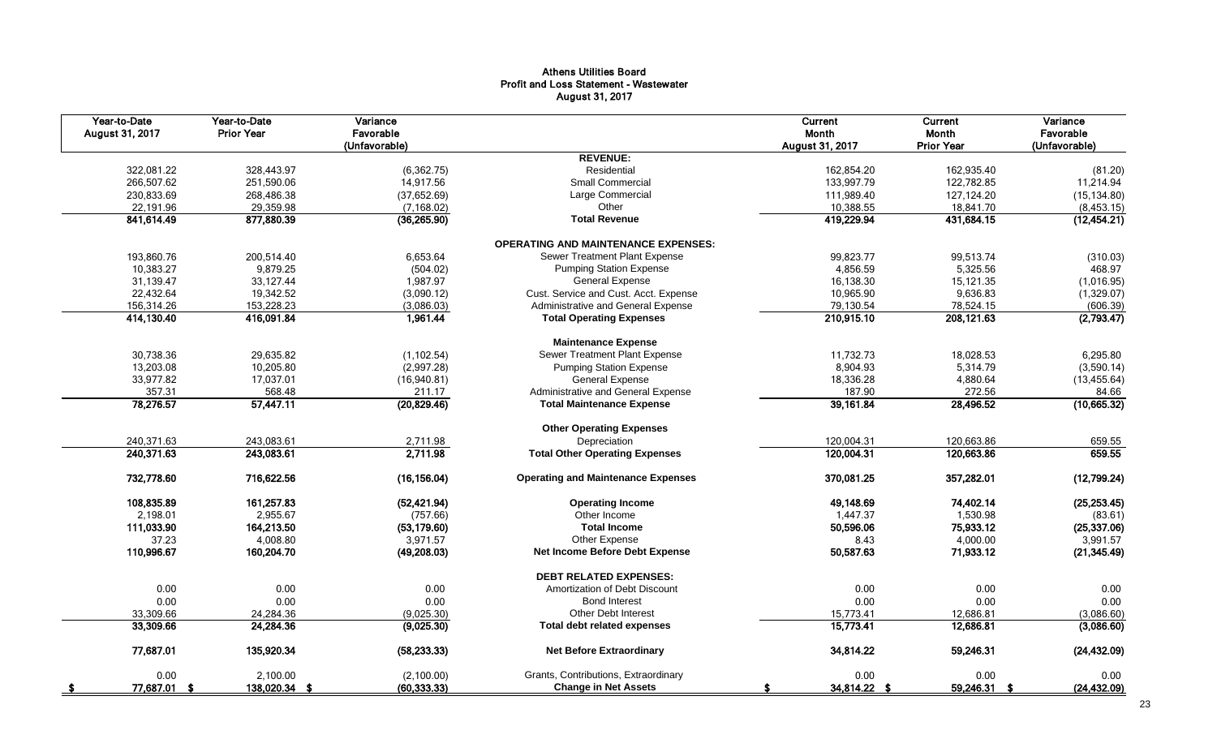# Athens Utilities Board
## Profit and Loss Statement - Wastewater
### August 31, 2017

| Year-to-Date August 31, 2017 | Year-to-Date Prior Year | Variance Favorable (Unfavorable) | | Current Month August 31, 2017 | Current Month Prior Year | Variance Favorable (Unfavorable) |
|---|---|---|---|---|---|---|
| | | | **REVENUE:** | | | |
| 322,081.22 | 328,443.97 | (6,362.75) | Residential | 162,854.20 | 162,935.40 | (81.20) |
| 266,507.62 | 251,590.06 | 14,917.56 | Small Commercial | 133,997.79 | 122,782.85 | 11,214.94 |
| 230,833.69 | 268,486.38 | (37,652.69) | Large Commercial | 111,989.40 | 127,124.20 | (15,134.80) |
| 22,191.96 | 29,359.98 | (7,168.02) | Other | 10,388.55 | 18,841.70 | (8,453.15) |
| **841,614.49** | **877,880.39** | **(36,265.90)** | **Total Revenue** | **419,229.94** | **431,684.15** | **(12,454.21)** |
| | | | **OPERATING AND MAINTENANCE EXPENSES:** | | | |
| 193,860.76 | 200,514.40 | 6,653.64 | Sewer Treatment Plant Expense | 99,823.77 | 99,513.74 | (310.03) |
| 10,383.27 | 9,879.25 | (504.02) | Pumping Station Expense | 4,856.59 | 5,325.56 | 468.97 |
| 31,139.47 | 33,127.44 | 1,987.97 | General Expense | 16,138.30 | 15,121.35 | (1,016.95) |
| 22,432.64 | 19,342.52 | (3,090.12) | Cust. Service and Cust. Acct. Expense | 10,965.90 | 9,636.83 | (1,329.07) |
| 156,314.26 | 153,228.23 | (3,086.03) | Administrative and General Expense | 79,130.54 | 78,524.15 | (606.39) |
| **414,130.40** | **416,091.84** | **1,961.44** | **Total Operating Expenses** | **210,915.10** | **208,121.63** | **(2,793.47)** |
| | | | **Maintenance Expense** | | | |
| 30,738.36 | 29,635.82 | (1,102.54) | Sewer Treatment Plant Expense | 11,732.73 | 18,028.53 | 6,295.80 |
| 13,203.08 | 10,205.80 | (2,997.28) | Pumping Station Expense | 8,904.93 | 5,314.79 | (3,590.14) |
| 33,977.82 | 17,037.01 | (16,940.81) | General Expense | 18,336.28 | 4,880.64 | (13,455.64) |
| 357.31 | 568.48 | 211.17 | Administrative and General Expense | 187.90 | 272.56 | 84.66 |
| **78,276.57** | **57,447.11** | **(20,829.46)** | **Total Maintenance Expense** | **39,161.84** | **28,496.52** | **(10,665.32)** |
| | | | **Other Operating Expenses** | | | |
| 240,371.63 | 243,083.61 | 2,711.98 | Depreciation | 120,004.31 | 120,663.86 | 659.55 |
| **240,371.63** | **243,083.61** | **2,711.98** | **Total Other Operating Expenses** | **120,004.31** | **120,663.86** | **659.55** |
| **732,778.60** | **716,622.56** | **(16,156.04)** | **Operating and Maintenance Expenses** | **370,081.25** | **357,282.01** | **(12,799.24)** |
| **108,835.89** | **161,257.83** | **(52,421.94)** | **Operating Income** | **49,148.69** | **74,402.14** | **(25,253.45)** |
| 2,198.01 | 2,955.67 | (757.66) | Other Income | 1,447.37 | 1,530.98 | (83.61) |
| **111,033.90** | **164,213.50** | **(53,179.60)** | **Total Income** | **50,596.06** | **75,933.12** | **(25,337.06)** |
| 37.23 | 4,008.80 | 3,971.57 | Other Expense | 8.43 | 4,000.00 | 3,991.57 |
| **110,996.67** | **160,204.70** | **(49,208.03)** | **Net Income Before Debt Expense** | **50,587.63** | **71,933.12** | **(21,345.49)** |
| | | | **DEBT RELATED EXPENSES:** | | | |
| 0.00 | 0.00 | 0.00 | Amortization of Debt Discount | 0.00 | 0.00 | 0.00 |
| 0.00 | 0.00 | 0.00 | Bond Interest | 0.00 | 0.00 | 0.00 |
| 33,309.66 | 24,284.36 | (9,025.30) | Other Debt Interest | 15,773.41 | 12,686.81 | (3,086.60) |
| **33,309.66** | **24,284.36** | **(9,025.30)** | **Total debt related expenses** | **15,773.41** | **12,686.81** | **(3,086.60)** |
| **77,687.01** | **135,920.34** | **(58,233.33)** | **Net Before Extraordinary** | **34,814.22** | **59,246.31** | **(24,432.09)** |
| 0.00 | 2,100.00 | (2,100.00) | Grants, Contributions, Extraordinary | 0.00 | 0.00 | 0.00 |
| **$ 77,687.01** | **$ 138,020.34** | **$ (60,333.33)** | **Change in Net Assets** | **$ 34,814.22** | **$ 59,246.31** | **$ (24,432.09)** |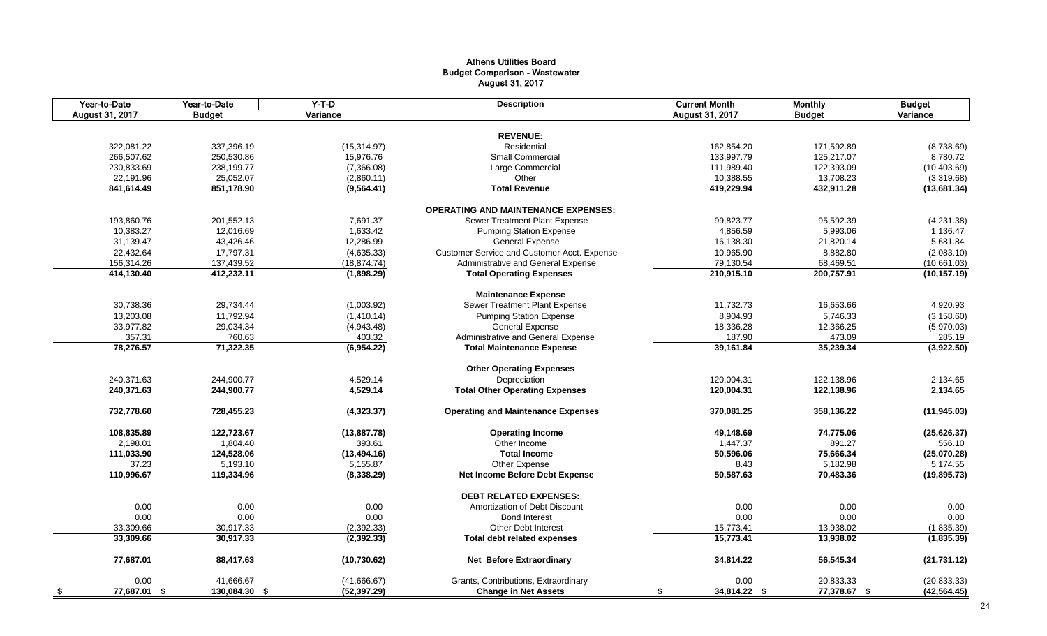# Athens Utilities Board
## Budget Comparison - Wastewater
### August 31, 2017

| Year-to-Date August 31, 2017 | Year-to-Date Budget | Y-T-D Variance | Description | Current Month August 31, 2017 | Monthly Budget | Budget Variance |
|---|---|---|---|---|---|---|
| | | | **REVENUE:** | | | |
| 322,081.22 | 337,396.19 | (15,314.97) | Residential | 162,854.20 | 171,592.89 | (8,738.69) |
| 266,507.62 | 250,530.86 | 15,976.76 | Small Commercial | 133,997.79 | 125,217.07 | 8,780.72 |
| 230,833.69 | 238,199.77 | (7,366.08) | Large Commercial | 111,989.40 | 122,393.09 | (10,403.69) |
| 22,191.96 | 25,052.07 | (2,860.11) | Other | 10,388.55 | 13,708.23 | (3,319.68) |
| **841,614.49** | **851,178.90** | **(9,564.41)** | **Total Revenue** | **419,229.94** | **432,911.28** | **(13,681.34)** |
| | | | **OPERATING AND MAINTENANCE EXPENSES:** | | | |
| 193,860.76 | 201,552.13 | 7,691.37 | Sewer Treatment Plant Expense | 99,823.77 | 95,592.39 | (4,231.38) |
| 10,383.27 | 12,016.69 | 1,633.42 | Pumping Station Expense | 4,856.59 | 5,993.06 | 1,136.47 |
| 31,139.47 | 43,426.46 | 12,286.99 | General Expense | 16,138.30 | 21,820.14 | 5,681.84 |
| 22,432.64 | 17,797.31 | (4,635.33) | Customer Service and Customer Acct. Expense | 10,965.90 | 8,882.80 | (2,083.10) |
| 156,314.26 | 137,439.52 | (18,874.74) | Administrative and General Expense | 79,130.54 | 68,469.51 | (10,661.03) |
| **414,130.40** | **412,232.11** | **(1,898.29)** | **Total Operating Expenses** | **210,915.10** | **200,757.91** | **(10,157.19)** |
| | | | **Maintenance Expense** | | | |
| 30,738.36 | 29,734.44 | (1,003.92) | Sewer Treatment Plant Expense | 11,732.73 | 16,653.66 | 4,920.93 |
| 13,203.08 | 11,792.94 | (1,410.14) | Pumping Station Expense | 8,904.93 | 5,746.33 | (3,158.60) |
| 33,977.82 | 29,034.34 | (4,943.48) | General Expense | 18,336.28 | 12,366.25 | (5,970.03) |
| 357.31 | 760.63 | 403.32 | Administrative and General Expense | 187.90 | 473.09 | 285.19 |
| **78,276.57** | **71,322.35** | **(6,954.22)** | **Total Maintenance Expense** | **39,161.84** | **35,239.34** | **(3,922.50)** |
| | | | **Other Operating Expenses** | | | |
| 240,371.63 | 244,900.77 | 4,529.14 | Depreciation | 120,004.31 | 122,138.96 | 2,134.65 |
| **240,371.63** | **244,900.77** | **4,529.14** | **Total Other Operating Expenses** | **120,004.31** | **122,138.96** | **2,134.65** |
| **732,778.60** | **728,455.23** | **(4,323.37)** | **Operating and Maintenance Expenses** | **370,081.25** | **358,136.22** | **(11,945.03)** |
| **108,835.89** | **122,723.67** | **(13,887.78)** | **Operating Income** | **49,148.69** | **74,775.06** | **(25,626.37)** |
| 2,198.01 | 1,804.40 | 393.61 | Other Income | 1,447.37 | 891.27 | 556.10 |
| **111,033.90** | **124,528.06** | **(13,494.16)** | **Total Income** | **50,596.06** | **75,666.34** | **(25,070.28)** |
| 37.23 | 5,193.10 | 5,155.87 | Other Expense | 8.43 | 5,182.98 | 5,174.55 |
| **110,996.67** | **119,334.96** | **(8,338.29)** | **Net Income Before Debt Expense** | **50,587.63** | **70,483.36** | **(19,895.73)** |
| | | | **DEBT RELATED EXPENSES:** | | | |
| 0.00 | 0.00 | 0.00 | Amortization of Debt Discount | 0.00 | 0.00 | 0.00 |
| 0.00 | 0.00 | 0.00 | Bond Interest | 0.00 | 0.00 | 0.00 |
| 33,309.66 | 30,917.33 | (2,392.33) | Other Debt Interest | 15,773.41 | 13,938.02 | (1,835.39) |
| **33,309.66** | **30,917.33** | **(2,392.33)** | **Total debt related expenses** | **15,773.41** | **13,938.02** | **(1,835.39)** |
| **77,687.01** | **88,417.63** | **(10,730.62)** | **Net Before Extraordinary** | **34,814.22** | **56,545.34** | **(21,731.12)** |
| 0.00 | 41,666.67 | (41,666.67) | Grants, Contributions, Extraordinary | 0.00 | 20,833.33 | (20,833.33) |
| **$ 77,687.01** | **$ 130,084.30** | **$ (52,397.29)** | **Change in Net Assets** | **$ 34,814.22** | **$ 77,378.67** | **$ (42,564.45)** |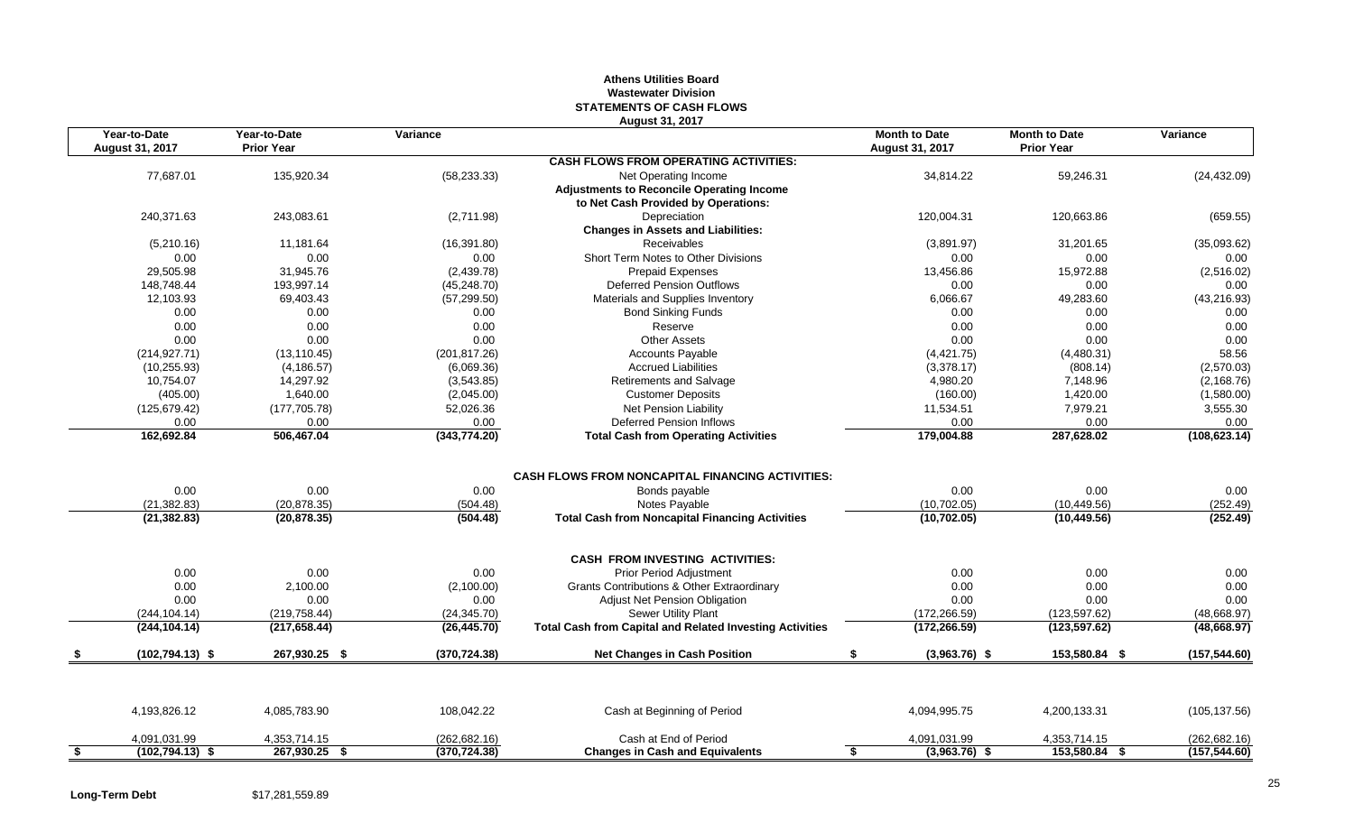**Athens Utilities Board**
**Wastewater Division**
**STATEMENTS OF CASH FLOWS**
**August 31, 2017**

| Year-to-Date August 31, 2017 | Year-to-Date Prior Year | Variance | | Month to Date August 31, 2017 | Month to Date Prior Year | Variance |
|---|---|---|---|---|---|---|
| | | | **CASH FLOWS FROM OPERATING ACTIVITIES:** | | | |
| 77,687.01 | 135,920.34 | (58,233.33) | Net Operating Income | 34,814.22 | 59,246.31 | (24,432.09) |
| | | | **Adjustments to Reconcile Operating Income** | | | |
| | | | **to Net Cash Provided by Operations:** | | | |
| 240,371.63 | 243,083.61 | (2,711.98) | Depreciation | 120,004.31 | 120,663.86 | (659.55) |
| | | | **Changes in Assets and Liabilities:** | | | |
| (5,210.16) | 11,181.64 | (16,391.80) | Receivables | (3,891.97) | 31,201.65 | (35,093.62) |
| 0.00 | 0.00 | 0.00 | Short Term Notes to Other Divisions | 0.00 | 0.00 | 0.00 |
| 29,505.98 | 31,945.76 | (2,439.78) | Prepaid Expenses | 13,456.86 | 15,972.88 | (2,516.02) |
| 148,748.44 | 193,997.14 | (45,248.70) | Deferred Pension Outflows | 0.00 | 0.00 | 0.00 |
| 12,103.93 | 69,403.43 | (57,299.50) | Materials and Supplies Inventory | 6,066.67 | 49,283.60 | (43,216.93) |
| 0.00 | 0.00 | 0.00 | Bond Sinking Funds | 0.00 | 0.00 | 0.00 |
| 0.00 | 0.00 | 0.00 | Reserve | 0.00 | 0.00 | 0.00 |
| 0.00 | 0.00 | 0.00 | Other Assets | 0.00 | 0.00 | 0.00 |
| (214,927.71) | (13,110.45) | (201,817.26) | Accounts Payable | (4,421.75) | (4,480.31) | 58.56 |
| (10,255.93) | (4,186.57) | (6,069.36) | Accrued Liabilities | (3,378.17) | (808.14) | (2,570.03) |
| 10,754.07 | 14,297.92 | (3,543.85) | Retirements and Salvage | 4,980.20 | 7,148.96 | (2,168.76) |
| (405.00) | 1,640.00 | (2,045.00) | Customer Deposits | (160.00) | 1,420.00 | (1,580.00) |
| (125,679.42) | (177,705.78) | 52,026.36 | Net Pension Liability | 11,534.51 | 7,979.21 | 3,555.30 |
| 0.00 | 0.00 | 0.00 | Deferred Pension Inflows | 0.00 | 0.00 | 0.00 |
| **162,692.84** | **506,467.04** | **(343,774.20)** | **Total Cash from Operating Activities** | **179,004.88** | **287,628.02** | **(108,623.14)** |
| | | | **CASH FLOWS FROM NONCAPITAL FINANCING ACTIVITIES:** | | | |
| 0.00 | 0.00 | 0.00 | Bonds payable | 0.00 | 0.00 | 0.00 |
| (21,382.83) | (20,878.35) | (504.48) | Notes Payable | (10,702.05) | (10,449.56) | (252.49) |
| **(21,382.83)** | **(20,878.35)** | **(504.48)** | **Total Cash from Noncapital Financing Activities** | **(10,702.05)** | **(10,449.56)** | **(252.49)** |
| | | | **CASH FROM INVESTING ACTIVITIES:** | | | |
| 0.00 | 0.00 | 0.00 | Prior Period Adjustment | 0.00 | 0.00 | 0.00 |
| 0.00 | 2,100.00 | (2,100.00) | Grants Contributions & Other Extraordinary | 0.00 | 0.00 | 0.00 |
| 0.00 | 0.00 | 0.00 | Adjust Net Pension Obligation | 0.00 | 0.00 | 0.00 |
| (244,104.14) | (219,758.44) | (24,345.70) | Sewer Utility Plant | (172,266.59) | (123,597.62) | (48,668.97) |
| **(244,104.14)** | **(217,658.44)** | **(26,445.70)** | **Total Cash from Capital and Related Investing Activities** | **(172,266.59)** | **(123,597.62)** | **(48,668.97)** |
| **$ (102,794.13)** | **$ 267,930.25** | **$ (370,724.38)** | **Net Changes in Cash Position** | **$ (3,963.76)** | **$ 153,580.84** | **$ (157,544.60)** |
| 4,193,826.12 | 4,085,783.90 | 108,042.22 | Cash at Beginning of Period | 4,094,995.75 | 4,200,133.31 | (105,137.56) |
| 4,091,031.99 | 4,353,714.15 | (262,682.16) | Cash at End of Period | 4,091,031.99 | 4,353,714.15 | (262,682.16) |
| **$ (102,794.13)** | **$ 267,930.25** | **$ (370,724.38)** | **Changes in Cash and Equivalents** | **$ (3,963.76)** | **$ 153,580.84** | **$ (157,544.60)** |

**Long-Term Debt** $17,281,559.89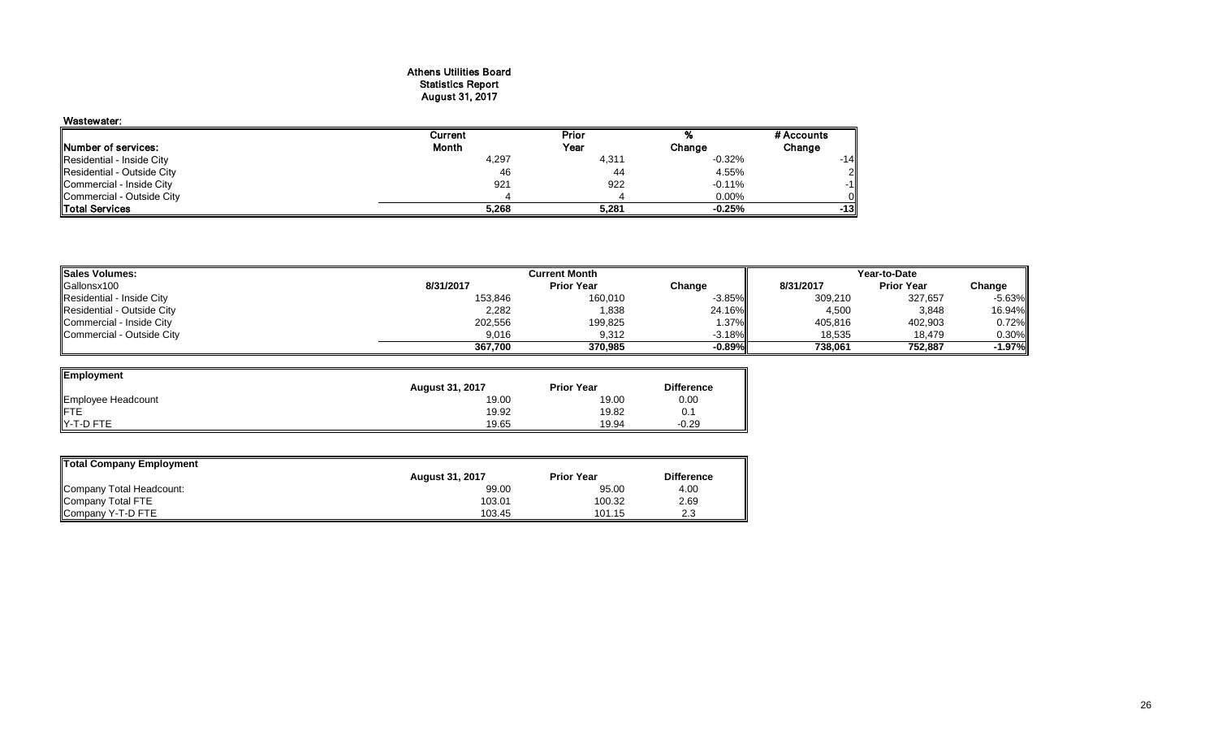# Athens Utilities Board
## Statistics Report
## August 31, 2017

**Wastewater:**

| Number of services: | Current Month | Prior Year | % Change | # Accounts Change |
|---|---|---|---|---|
| Residential - Inside City | 4,297 | 4,311 | -0.32% | -14 |
| Residential - Outside City | 46 | 44 | 4.55% | 2 |
| Commercial - Inside City | 921 | 922 | -0.11% | -1 |
| Commercial - Outside City | 4 | 4 | 0.00% | 0 |
| **Total Services** | **5,268** | **5,281** | **-0.25%** | **-13** |

| Sales Volumes: | Current Month | | | Year-to-Date | | |
|---|---|---|---|---|---|---|
| Gallonsx100 | 8/31/2017 | Prior Year | Change | 8/31/2017 | Prior Year | Change |
| Residential - Inside City | 153,846 | 160,010 | -3.85% | 309,210 | 327,657 | -5.63% |
| Residential - Outside City | 2,282 | 1,838 | 24.16% | 4,500 | 3,848 | 16.94% |
| Commercial - Inside City | 202,556 | 199,825 | 1.37% | 405,816 | 402,903 | 0.72% |
| Commercial - Outside City | 9,016 | 9,312 | -3.18% | 18,535 | 18,479 | 0.30% |
| | **367,700** | **370,985** | **-0.89%** | **738,061** | **752,887** | **-1.97%** |

| Employment | August 31, 2017 | Prior Year | Difference |
|---|---|---|---|
| Employee Headcount | 19.00 | 19.00 | 0.00 |
| FTE | 19.92 | 19.82 | 0.1 |
| Y-T-D FTE | 19.65 | 19.94 | -0.29 |

| Total Company Employment | August 31, 2017 | Prior Year | Difference |
|---|---|---|---|
| Company Total Headcount: | 99.00 | 95.00 | 4.00 |
| Company Total FTE | 103.01 | 100.32 | 2.69 |
| Company Y-T-D FTE | 103.45 | 101.15 | 2.3 |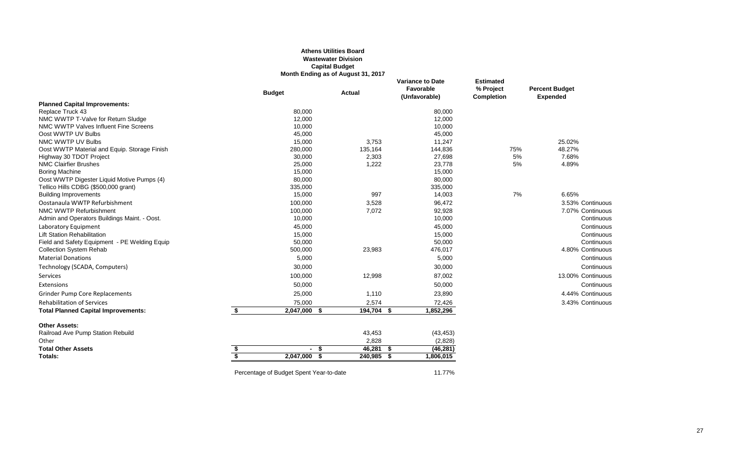**Athens Utilities Board**
**Wastewater Division**
**Capital Budget**
**Month Ending as of August 31, 2017**

| | Budget | Actual | Variance to Date Favorable (Unfavorable) | Estimated % Project Completion | Percent Budget Expended | |
|---|---|---|---|---|---|---|
| **Planned Capital Improvements:** | | | | | | |
| Replace Truck 43 | 80,000 | | 80,000 | | | |
| NMC WWTP T-Valve for Return Sludge | 12,000 | | 12,000 | | | |
| NMC WWTP Valves Influent Fine Screens | 10,000 | | 10,000 | | | |
| Oost WWTP UV Bulbs | 45,000 | | 45,000 | | | |
| NMC WWTP UV Bulbs | 15,000 | 3,753 | 11,247 | | 25.02% | |
| Oost WWTP Material and Equip. Storage Finish | 280,000 | 135,164 | 144,836 | 75% | 48.27% | |
| Highway 30 TDOT Project | 30,000 | 2,303 | 27,698 | 5% | 7.68% | |
| NMC Clairfier Brushes | 25,000 | 1,222 | 23,778 | 5% | 4.89% | |
| Boring Machine | 15,000 | | 15,000 | | | |
| Oost WWTP Digester Liquid Motive Pumps (4) | 80,000 | | 80,000 | | | |
| Tellico Hills CDBG ($500,000 grant) | 335,000 | | 335,000 | | | |
| Building Improvements | 15,000 | 997 | 14,003 | 7% | 6.65% | |
| Oostanaula WWTP Refurbishment | 100,000 | 3,528 | 96,472 | | 3.53% | Continuous |
| NMC WWTP Refurbishment | 100,000 | 7,072 | 92,928 | | 7.07% | Continuous |
| Admin and Operators Buildings Maint. - Oost. | 10,000 | | 10,000 | | | Continuous |
| Laboratory Equipment | 45,000 | | 45,000 | | | Continuous |
| Lift Station Rehabilitation | 15,000 | | 15,000 | | | Continuous |
| Field and Safety Equipment - PE Welding Equip | 50,000 | | 50,000 | | | Continuous |
| Collection System Rehab | 500,000 | 23,983 | 476,017 | | 4.80% | Continuous |
| Material Donations | 5,000 | | 5,000 | | | Continuous |
| Technology (SCADA, Computers) | 30,000 | | 30,000 | | | Continuous |
| Services | 100,000 | 12,998 | 87,002 | | 13.00% | Continuous |
| Extensions | 50,000 | | 50,000 | | | Continuous |
| Grinder Pump Core Replacements | 25,000 | 1,110 | 23,890 | | 4.44% | Continuous |
| Rehabilitation of Services | 75,000 | 2,574 | 72,426 | | 3.43% | Continuous |
| **Total Planned Capital Improvements:** | **$ 2,047,000** | **$ 194,704** | **$ 1,852,296** | | | |
| **Other Assets:** | | | | | | |
| Railroad Ave Pump Station Rebuild | | 43,453 | (43,453) | | | |
| Other | | 2,828 | (2,828) | | | |
| **Total Other Assets** | **$ -** | **$ 46,281** | **$ (46,281)** | | | |
| **Totals:** | **$ 2,047,000** | **$ 240,985** | **$ 1,806,015** | | | |

Percentage of Budget Spent Year-to-date 11.77%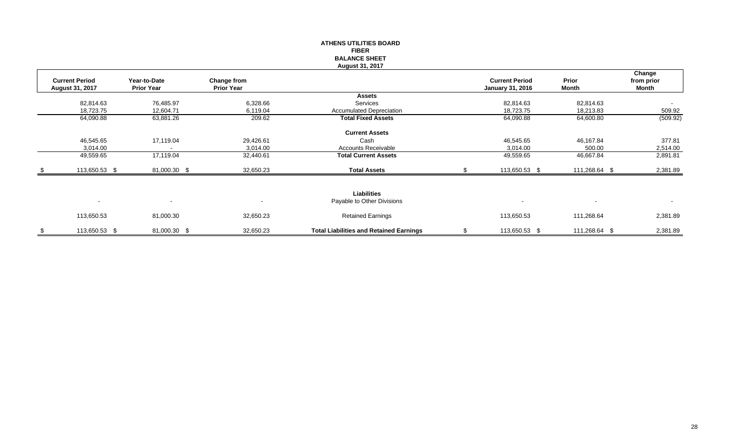**ATHENS UTILITIES BOARD**
**FIBER**
**BALANCE SHEET**
**August 31, 2017**

| Current Period August 31, 2017 | Year-to-Date Prior Year | Change from Prior Year | | Current Period January 31, 2016 | Prior Month | Change from prior Month |
|---|---|---|---|---|---|---|
| | | | **Assets** | | | |
| 82,814.63 | 76,485.97 | 6,328.66 | Services | 82,814.63 | 82,814.63 | - |
| 18,723.75 | 12,604.71 | 6,119.04 | Accumulated Depreciation | 18,723.75 | 18,213.83 | 509.92 |
| 64,090.88 | 63,881.26 | 209.62 | **Total Fixed Assets** | 64,090.88 | 64,600.80 | (509.92) |
| | | | **Current Assets** | | | |
| 46,545.65 | 17,119.04 | 29,426.61 | Cash | 46,545.65 | 46,167.84 | 377.81 |
| 3,014.00 | - | 3,014.00 | Accounts Receivable | 3,014.00 | 500.00 | 2,514.00 |
| 49,559.65 | 17,119.04 | 32,440.61 | **Total Current Assets** | 49,559.65 | 46,667.84 | 2,891.81 |
| $ 113,650.53 | $ 81,000.30 | $ 32,650.23 | **Total Assets** | $ 113,650.53 | $ 111,268.64 | $ 2,381.89 |
| | | | **Liabilities** | | | |
| - | - | - | Payable to Other Divisions | - | - | - |
| 113,650.53 | 81,000.30 | 32,650.23 | Retained Earnings | 113,650.53 | 111,268.64 | 2,381.89 |
| $ 113,650.53 | $ 81,000.30 | $ 32,650.23 | **Total Liabilities and Retained Earnings** | $ 113,650.53 | $ 111,268.64 | $ 2,381.89 |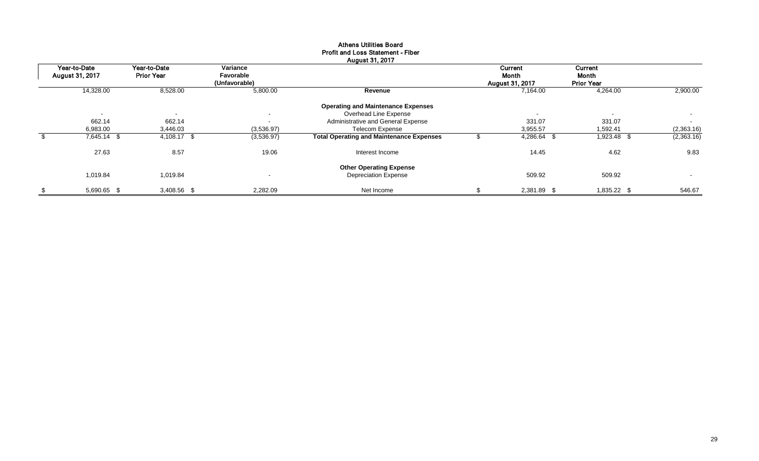# Athens Utilities Board

## Profit and Loss Statement - Fiber

### August 31, 2017

| Year-to-Date August 31, 2017 | Year-to-Date Prior Year | Variance Favorable (Unfavorable) | | Current Month August 31, 2017 | Current Month Prior Year | |
|---|---|---|---|---|---|---|
| 14,328.00 | 8,528.00 | 5,800.00 | **Revenue** | 7,164.00 | 4,264.00 | 2,900.00 |
| | | | **Operating and Maintenance Expenses** | | | |
| - | - | - | Overhead Line Expense | - | - | - |
| 662.14 | 662.14 | - | Administrative and General Expense | 331.07 | 331.07 | - |
| 6,983.00 | 3,446.03 | (3,536.97) | Telecom Expense | 3,955.57 | 1,592.41 | (2,363.16) |
| $ 7,645.14 | $ 4,108.17 | $ (3,536.97) | **Total Operating and Maintenance Expenses** | $ 4,286.64 | $ 1,923.48 | $ (2,363.16) |
| 27.63 | 8.57 | 19.06 | Interest Income | 14.45 | 4.62 | 9.83 |
| | | | **Other Operating Expense** | | | |
| 1,019.84 | 1,019.84 | - | Depreciation Expense | 509.92 | 509.92 | - |
| $ 5,690.65 | $ 3,408.56 | $ 2,282.09 | Net Income | $ 2,381.89 | $ 1,835.22 | $ 546.67 |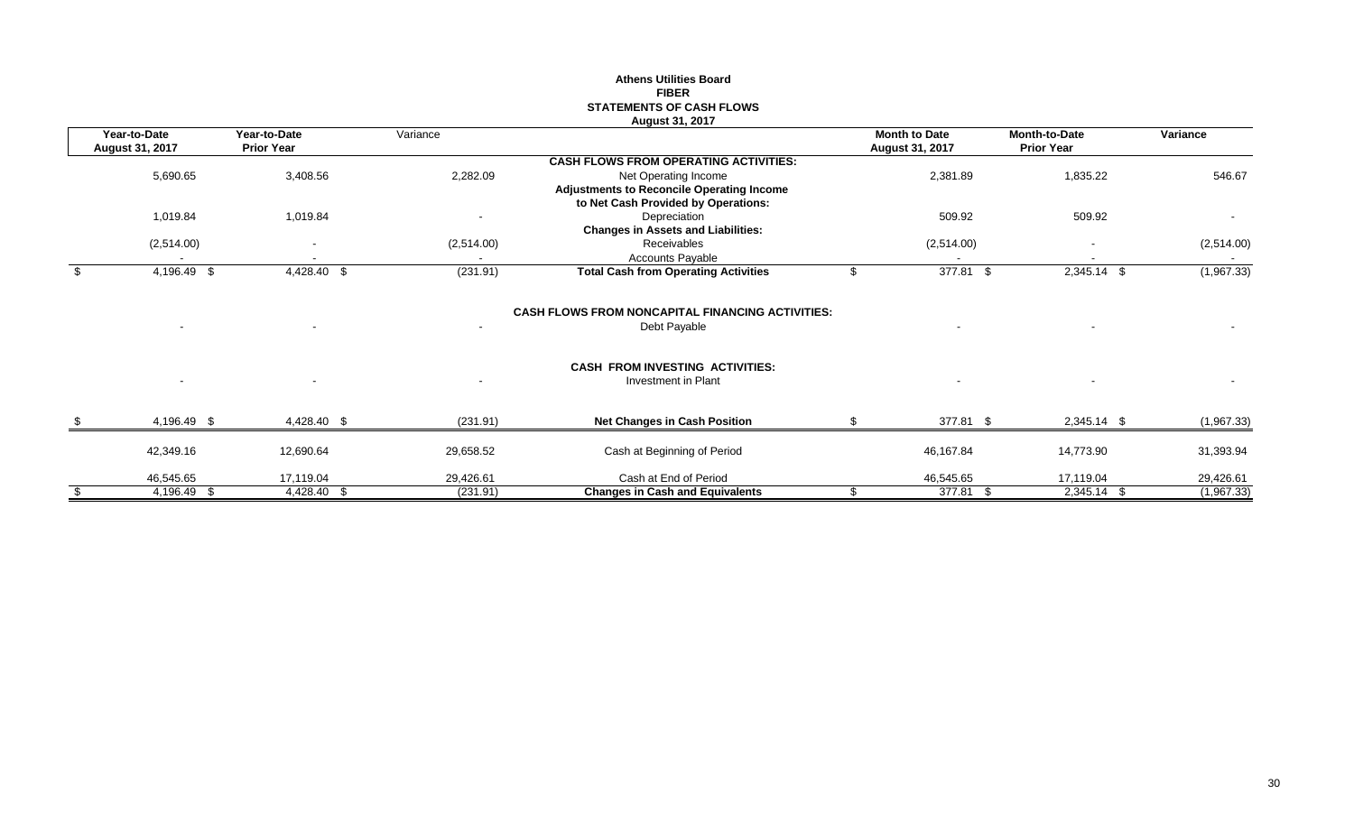**Athens Utilities Board**
**FIBER**
**STATEMENTS OF CASH FLOWS**
**August 31, 2017**

| Year-to-Date August 31, 2017 | Year-to-Date Prior Year | Variance | | Month to Date August 31, 2017 | Month-to-Date Prior Year | Variance |
|---|---|---|---|---|---|---|
| | | | **CASH FLOWS FROM OPERATING ACTIVITIES:** | | | |
| 5,690.65 | 3,408.56 | 2,282.09 | Net Operating Income | 2,381.89 | 1,835.22 | 546.67 |
| | | | **Adjustments to Reconcile Operating Income to Net Cash Provided by Operations:** | | | |
| 1,019.84 | 1,019.84 | - | Depreciation | 509.92 | 509.92 | - |
| | | | **Changes in Assets and Liabilities:** | | | |
| (2,514.00) | - | (2,514.00) | Receivables | (2,514.00) | - | (2,514.00) |
| - | - | - | Accounts Payable | - | - | - |
| $ 4,196.49 | $ 4,428.40 | $ (231.91) | **Total Cash from Operating Activities** | $ 377.81 | $ 2,345.14 | $ (1,967.33) |
| | | | **CASH FLOWS FROM NONCAPITAL FINANCING ACTIVITIES:** | | | |
| - | - | - | Debt Payable | - | - | - |
| | | | **CASH FROM INVESTING ACTIVITIES:** | | | |
| - | - | - | Investment in Plant | - | - | - |
| $ 4,196.49 | $ 4,428.40 | $ (231.91) | **Net Changes in Cash Position** | $ 377.81 | $ 2,345.14 | $ (1,967.33) |
| 42,349.16 | 12,690.64 | 29,658.52 | Cash at Beginning of Period | 46,167.84 | 14,773.90 | 31,393.94 |
| 46,545.65 | 17,119.04 | 29,426.61 | Cash at End of Period | 46,545.65 | 17,119.04 | 29,426.61 |
| $ 4,196.49 | $ 4,428.40 | $ (231.91) | **Changes in Cash and Equivalents** | $ 377.81 | $ 2,345.14 | $ (1,967.33) |